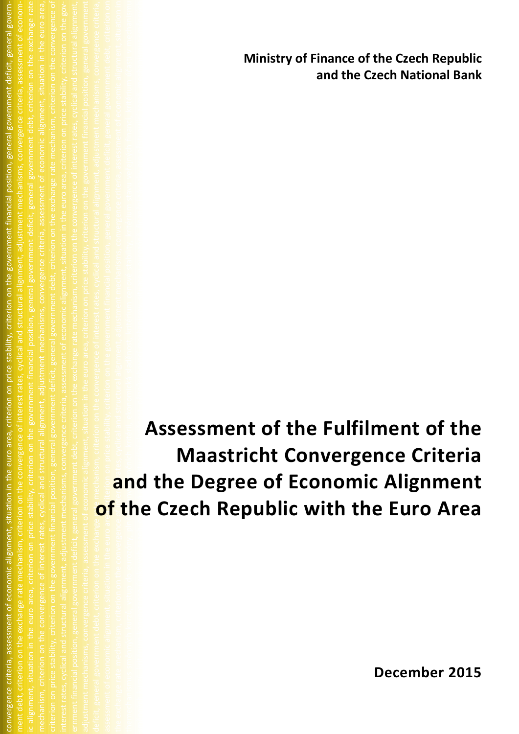**Ministry of Finance of the Czech Republic and the Czech National Bank**

# Assessment of the Fulfilment of the Maastricht Convergence Criteria and the Degree of Economic Alignment of the Czech Republic with the Euro Area

**December 2015**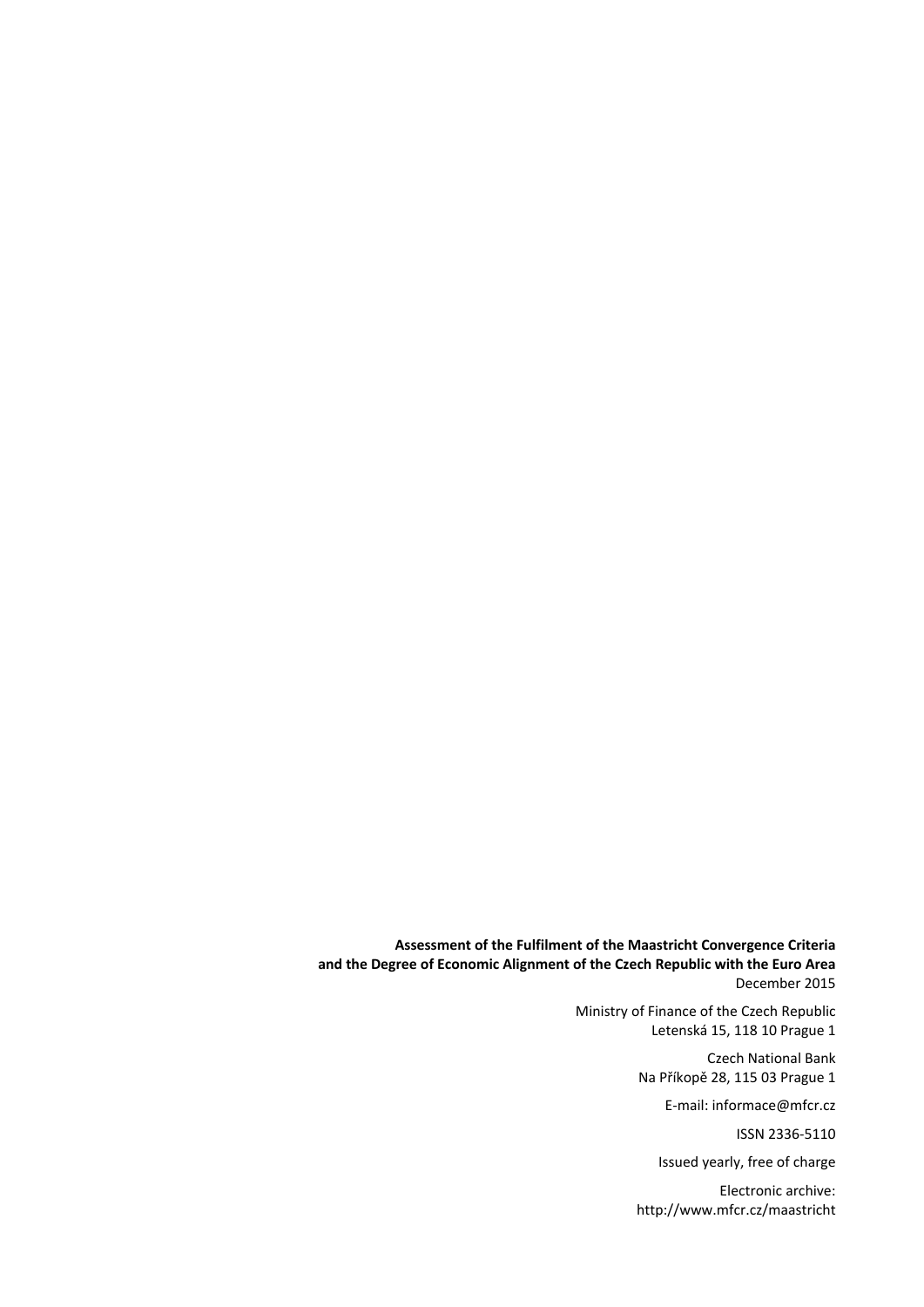**Assessment of the Fulfilment of the Maastricht Convergence Criteria and the Degree of Economic Alignment of the Czech Republic with the Euro Area**
December 2015

Ministry of Finance of the Czech Republic
Letenská 15, 118 10 Prague 1

Czech National Bank
Na Příkopě 28, 115 03 Prague 1

E-mail: informace@mfcr.cz

ISSN 2336-5110

Issued yearly, free of charge

Electronic archive:
http://www.mfcr.cz/maastricht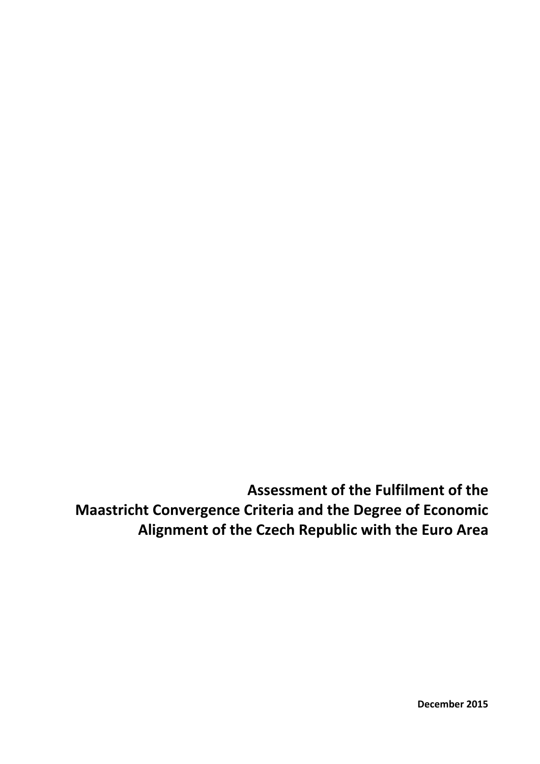# Assessment of the Fulfilment of the Maastricht Convergence Criteria and the Degree of Economic Alignment of the Czech Republic with the Euro Area

**December 2015**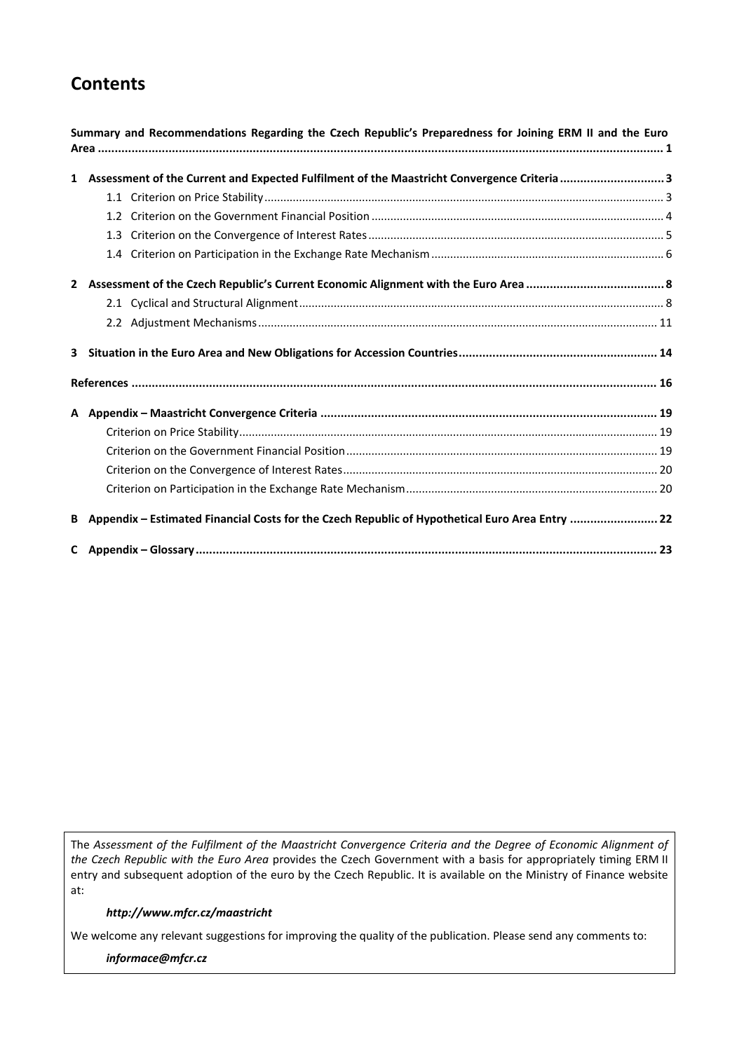# Contents

**Summary and Recommendations Regarding the Czech Republic's Preparedness for Joining ERM II and the Euro Area** ..... 1

**1 Assessment of the Current and Expected Fulfilment of the Maastricht Convergence Criteria** ..... 3

- 1.1 Criterion on Price Stability ..... 3
- 1.2 Criterion on the Government Financial Position ..... 4
- 1.3 Criterion on the Convergence of Interest Rates ..... 5
- 1.4 Criterion on Participation in the Exchange Rate Mechanism ..... 6

**2 Assessment of the Czech Republic's Current Economic Alignment with the Euro Area** ..... 8

- 2.1 Cyclical and Structural Alignment ..... 8
- 2.2 Adjustment Mechanisms ..... 11

**3 Situation in the Euro Area and New Obligations for Accession Countries** ..... 14

**References** ..... 16

**A Appendix – Maastricht Convergence Criteria** ..... 19

- Criterion on Price Stability ..... 19
- Criterion on the Government Financial Position ..... 19
- Criterion on the Convergence of Interest Rates ..... 20
- Criterion on Participation in the Exchange Rate Mechanism ..... 20

**B Appendix – Estimated Financial Costs for the Czech Republic of Hypothetical Euro Area Entry** ..... 22

**C Appendix – Glossary** ..... 23

The *Assessment of the Fulfilment of the Maastricht Convergence Criteria and the Degree of Economic Alignment of the Czech Republic with the Euro Area* provides the Czech Government with a basis for appropriately timing ERM II entry and subsequent adoption of the euro by the Czech Republic. It is available on the Ministry of Finance website at:

***http://www.mfcr.cz/maastricht***

We welcome any relevant suggestions for improving the quality of the publication. Please send any comments to:

***informace@mfcr.cz***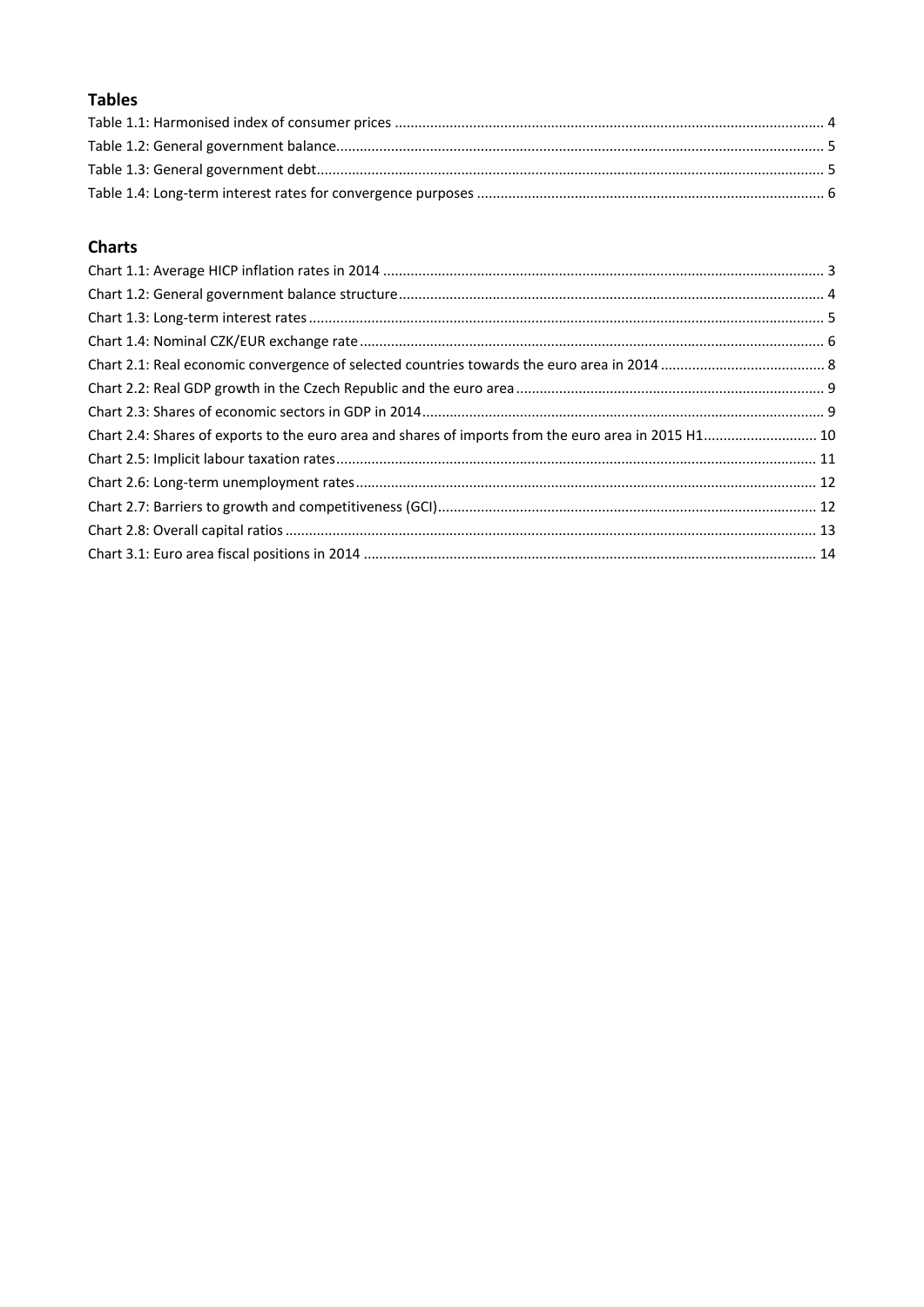## Tables

Table 1.1: Harmonised index of consumer prices ........................................................................................................ 4
Table 1.2: General government balance...................................................................................................................... 5
Table 1.3: General government debt........................................................................................................................... 5
Table 1.4: Long-term interest rates for convergence purposes .................................................................................. 6

## Charts

Chart 1.1: Average HICP inflation rates in 2014 .......................................................................................................... 3
Chart 1.2: General government balance structure...................................................................................................... 4
Chart 1.3: Long-term interest rates ............................................................................................................................. 5
Chart 1.4: Nominal CZK/EUR exchange rate ................................................................................................................ 6
Chart 2.1: Real economic convergence of selected countries towards the euro area in 2014 .................................... 8
Chart 2.2: Real GDP growth in the Czech Republic and the euro area ........................................................................ 9
Chart 2.3: Shares of economic sectors in GDP in 2014................................................................................................ 9
Chart 2.4: Shares of exports to the euro area and shares of imports from the euro area in 2015 H1........................ 10
Chart 2.5: Implicit labour taxation rates .................................................................................................................... 11
Chart 2.6: Long-term unemployment rates ............................................................................................................... 12
Chart 2.7: Barriers to growth and competitiveness (GCI).......................................................................................... 12
Chart 2.8: Overall capital ratios ................................................................................................................................. 13
Chart 3.1: Euro area fiscal positions in 2014 ............................................................................................................. 14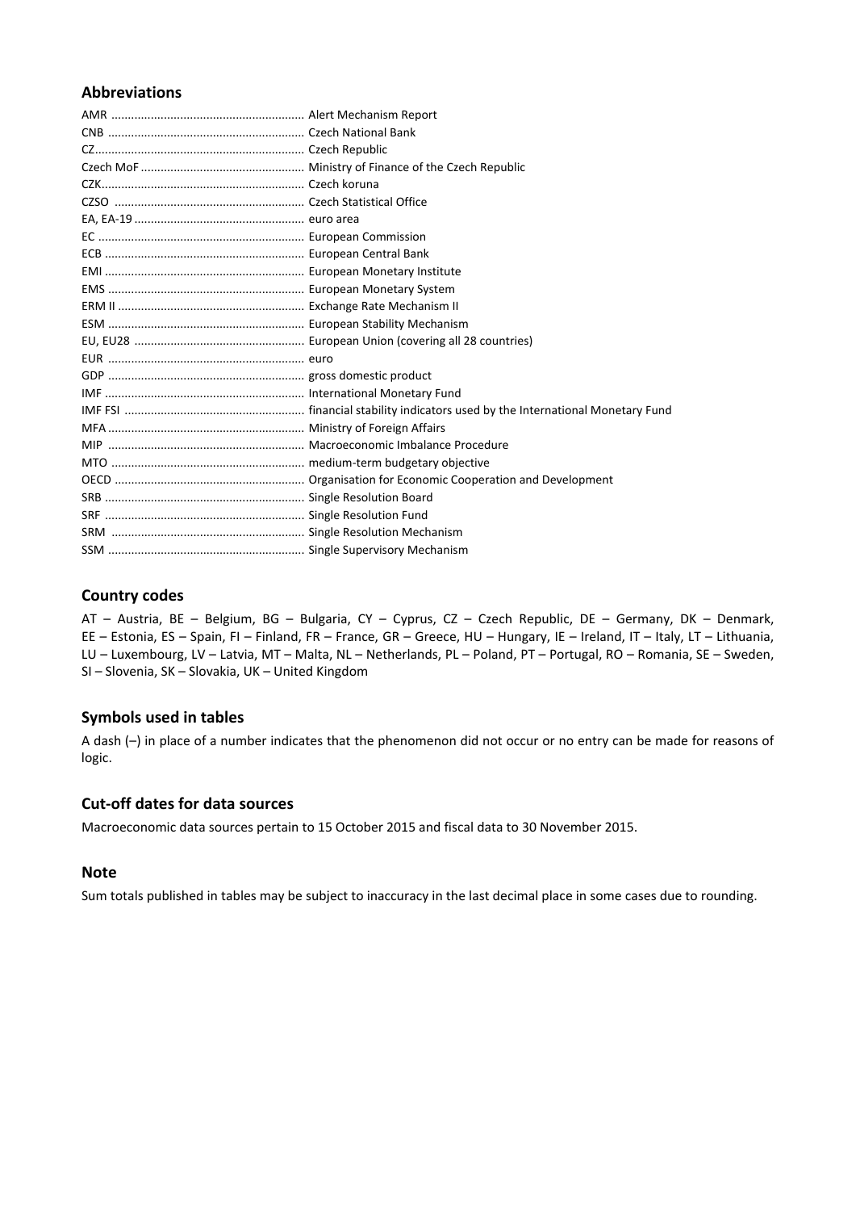## Abbreviations

AMR ........................................................... Alert Mechanism Report
CNB ........................................................... Czech National Bank
CZ................................................................ Czech Republic
Czech MoF ................................................. Ministry of Finance of the Czech Republic
CZK.............................................................. Czech koruna
CZSO .......................................................... Czech Statistical Office
EA, EA-19 .................................................... euro area
EC ............................................................... European Commission
ECB ............................................................. European Central Bank
EMI ............................................................. European Monetary Institute
EMS ............................................................ European Monetary System
ERM II ......................................................... Exchange Rate Mechanism II
ESM ............................................................ European Stability Mechanism
EU, EU28 .................................................... European Union (covering all 28 countries)
EUR ............................................................ euro
GDP ............................................................ gross domestic product
IMF ............................................................. International Monetary Fund
IMF FSI ....................................................... financial stability indicators used by the International Monetary Fund
MFA ............................................................ Ministry of Foreign Affairs
MIP ............................................................ Macroeconomic Imbalance Procedure
MTO ........................................................... medium-term budgetary objective
OECD .......................................................... Organisation for Economic Cooperation and Development
SRB ............................................................. Single Resolution Board
SRF ............................................................. Single Resolution Fund
SRM ........................................................... Single Resolution Mechanism
SSM ............................................................ Single Supervisory Mechanism

## Country codes

AT – Austria, BE – Belgium, BG – Bulgaria, CY – Cyprus, CZ – Czech Republic, DE – Germany, DK – Denmark, EE – Estonia, ES – Spain, FI – Finland, FR – France, GR – Greece, HU – Hungary, IE – Ireland, IT – Italy, LT – Lithuania, LU – Luxembourg, LV – Latvia, MT – Malta, NL – Netherlands, PL – Poland, PT – Portugal, RO – Romania, SE – Sweden, SI – Slovenia, SK – Slovakia, UK – United Kingdom

## Symbols used in tables

A dash (–) in place of a number indicates that the phenomenon did not occur or no entry can be made for reasons of logic.

## Cut-off dates for data sources

Macroeconomic data sources pertain to 15 October 2015 and fiscal data to 30 November 2015.

## Note

Sum totals published in tables may be subject to inaccuracy in the last decimal place in some cases due to rounding.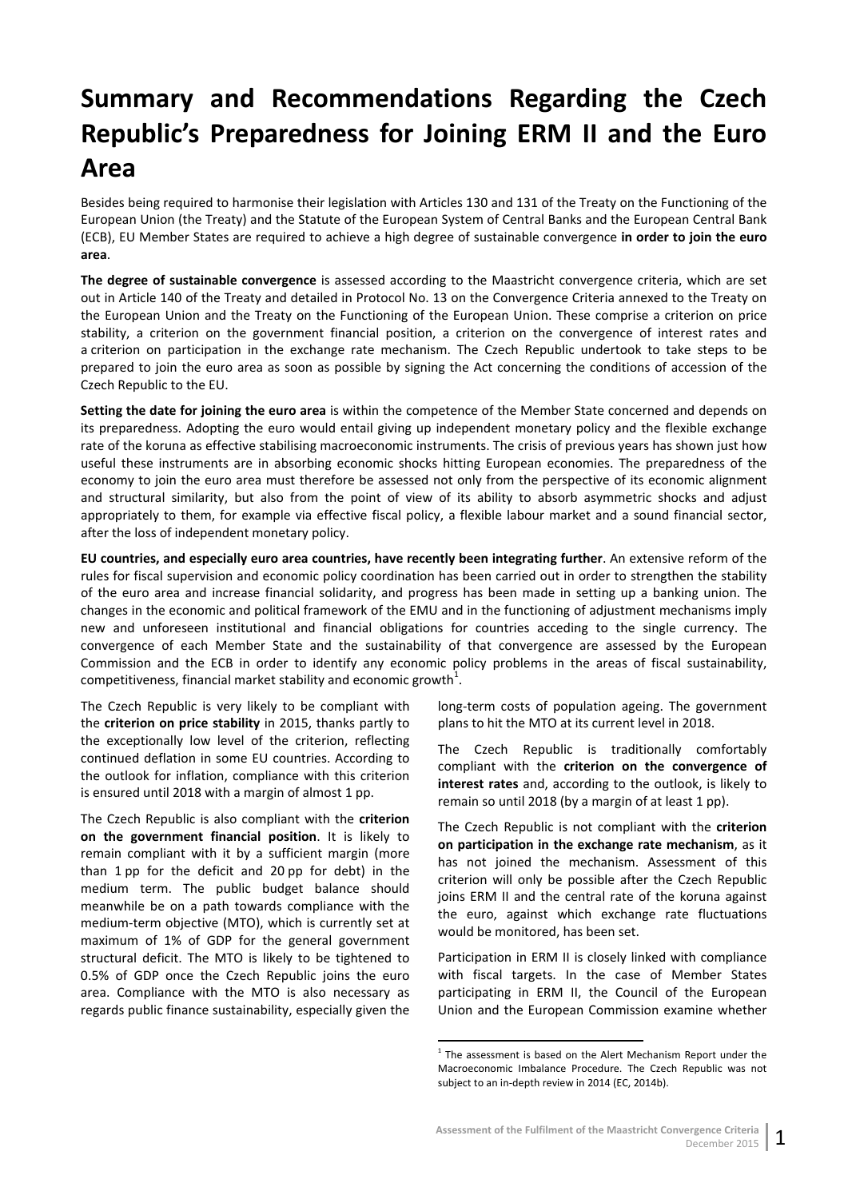# Summary and Recommendations Regarding the Czech Republic's Preparedness for Joining ERM II and the Euro Area

Besides being required to harmonise their legislation with Articles 130 and 131 of the Treaty on the Functioning of the European Union (the Treaty) and the Statute of the European System of Central Banks and the European Central Bank (ECB), EU Member States are required to achieve a high degree of sustainable convergence **in order to join the euro area**.

**The degree of sustainable convergence** is assessed according to the Maastricht convergence criteria, which are set out in Article 140 of the Treaty and detailed in Protocol No. 13 on the Convergence Criteria annexed to the Treaty on the European Union and the Treaty on the Functioning of the European Union. These comprise a criterion on price stability, a criterion on the government financial position, a criterion on the convergence of interest rates and a criterion on participation in the exchange rate mechanism. The Czech Republic undertook to take steps to be prepared to join the euro area as soon as possible by signing the Act concerning the conditions of accession of the Czech Republic to the EU.

**Setting the date for joining the euro area** is within the competence of the Member State concerned and depends on its preparedness. Adopting the euro would entail giving up independent monetary policy and the flexible exchange rate of the koruna as effective stabilising macroeconomic instruments. The crisis of previous years has shown just how useful these instruments are in absorbing economic shocks hitting European economies. The preparedness of the economy to join the euro area must therefore be assessed not only from the perspective of its economic alignment and structural similarity, but also from the point of view of its ability to absorb asymmetric shocks and adjust appropriately to them, for example via effective fiscal policy, a flexible labour market and a sound financial sector, after the loss of independent monetary policy.

**EU countries, and especially euro area countries, have recently been integrating further**. An extensive reform of the rules for fiscal supervision and economic policy coordination has been carried out in order to strengthen the stability of the euro area and increase financial solidarity, and progress has been made in setting up a banking union. The changes in the economic and political framework of the EMU and in the functioning of adjustment mechanisms imply new and unforeseen institutional and financial obligations for countries acceding to the single currency. The convergence of each Member State and the sustainability of that convergence are assessed by the European Commission and the ECB in order to identify any economic policy problems in the areas of fiscal sustainability, competitiveness, financial market stability and economic growth[1].

The Czech Republic is very likely to be compliant with the **criterion on price stability** in 2015, thanks partly to the exceptionally low level of the criterion, reflecting continued deflation in some EU countries. According to the outlook for inflation, compliance with this criterion is ensured until 2018 with a margin of almost 1 pp.

The Czech Republic is also compliant with the **criterion on the government financial position**. It is likely to remain compliant with it by a sufficient margin (more than 1 pp for the deficit and 20 pp for debt) in the medium term. The public budget balance should meanwhile be on a path towards compliance with the medium-term objective (MTO), which is currently set at maximum of 1% of GDP for the general government structural deficit. The MTO is likely to be tightened to 0.5% of GDP once the Czech Republic joins the euro area. Compliance with the MTO is also necessary as regards public finance sustainability, especially given the long-term costs of population ageing. The government plans to hit the MTO at its current level in 2018.

The Czech Republic is traditionally comfortably compliant with the **criterion on the convergence of interest rates** and, according to the outlook, is likely to remain so until 2018 (by a margin of at least 1 pp).

The Czech Republic is not compliant with the **criterion on participation in the exchange rate mechanism**, as it has not joined the mechanism. Assessment of this criterion will only be possible after the Czech Republic joins ERM II and the central rate of the koruna against the euro, against which exchange rate fluctuations would be monitored, has been set.

Participation in ERM II is closely linked with compliance with fiscal targets. In the case of Member States participating in ERM II, the Council of the European Union and the European Commission examine whether

[1] The assessment is based on the Alert Mechanism Report under the Macroeconomic Imbalance Procedure. The Czech Republic was not subject to an in-depth review in 2014 (EC, 2014b).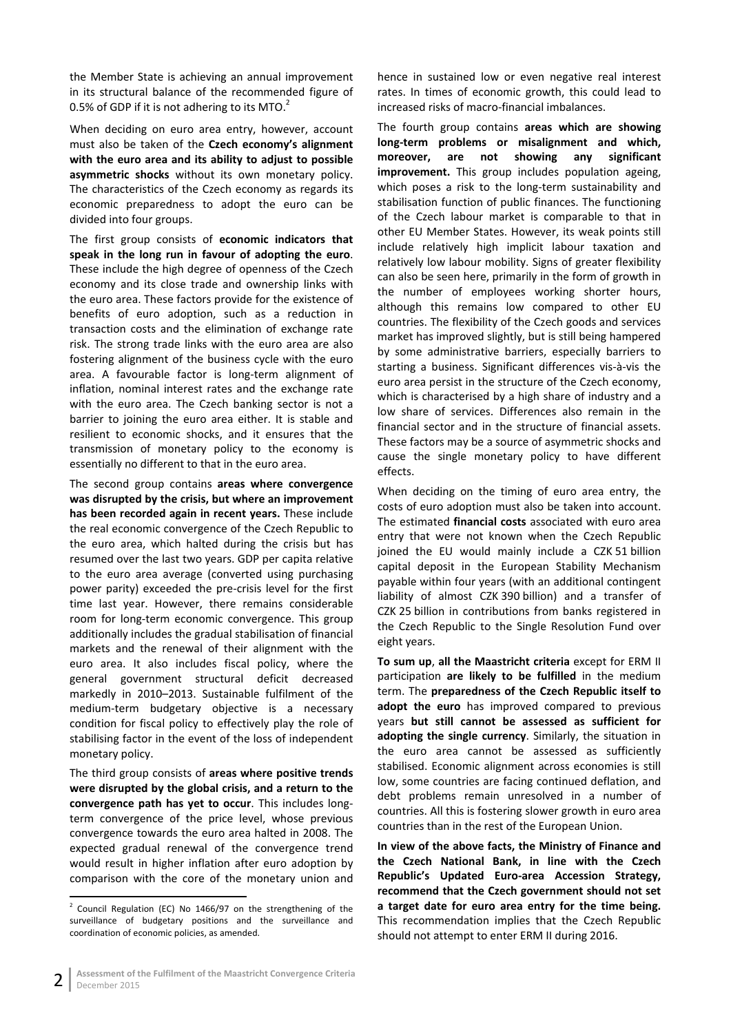the Member State is achieving an annual improvement in its structural balance of the recommended figure of 0.5% of GDP if it is not adhering to its MTO.[2]

When deciding on euro area entry, however, account must also be taken of the **Czech economy's alignment with the euro area and its ability to adjust to possible asymmetric shocks** without its own monetary policy. The characteristics of the Czech economy as regards its economic preparedness to adopt the euro can be divided into four groups.

The first group consists of **economic indicators that speak in the long run in favour of adopting the euro**. These include the high degree of openness of the Czech economy and its close trade and ownership links with the euro area. These factors provide for the existence of benefits of euro adoption, such as a reduction in transaction costs and the elimination of exchange rate risk. The strong trade links with the euro area are also fostering alignment of the business cycle with the euro area. A favourable factor is long-term alignment of inflation, nominal interest rates and the exchange rate with the euro area. The Czech banking sector is not a barrier to joining the euro area either. It is stable and resilient to economic shocks, and it ensures that the transmission of monetary policy to the economy is essentially no different to that in the euro area.

The second group contains **areas where convergence was disrupted by the crisis, but where an improvement has been recorded again in recent years.** These include the real economic convergence of the Czech Republic to the euro area, which halted during the crisis but has resumed over the last two years. GDP per capita relative to the euro area average (converted using purchasing power parity) exceeded the pre-crisis level for the first time last year. However, there remains considerable room for long-term economic convergence. This group additionally includes the gradual stabilisation of financial markets and the renewal of their alignment with the euro area. It also includes fiscal policy, where the general government structural deficit decreased markedly in 2010–2013. Sustainable fulfilment of the medium-term budgetary objective is a necessary condition for fiscal policy to effectively play the role of stabilising factor in the event of the loss of independent monetary policy.

The third group consists of **areas where positive trends were disrupted by the global crisis, and a return to the convergence path has yet to occur**. This includes long-term convergence of the price level, whose previous convergence towards the euro area halted in 2008. The expected gradual renewal of the convergence trend would result in higher inflation after euro adoption by comparison with the core of the monetary union and hence in sustained low or even negative real interest rates. In times of economic growth, this could lead to increased risks of macro-financial imbalances.

The fourth group contains **areas which are showing long-term problems or misalignment and which, moreover, are not showing any significant improvement.** This group includes population ageing, which poses a risk to the long-term sustainability and stabilisation function of public finances. The functioning of the Czech labour market is comparable to that in other EU Member States. However, its weak points still include relatively high implicit labour taxation and relatively low labour mobility. Signs of greater flexibility can also be seen here, primarily in the form of growth in the number of employees working shorter hours, although this remains low compared to other EU countries. The flexibility of the Czech goods and services market has improved slightly, but is still being hampered by some administrative barriers, especially barriers to starting a business. Significant differences vis-à-vis the euro area persist in the structure of the Czech economy, which is characterised by a high share of industry and a low share of services. Differences also remain in the financial sector and in the structure of financial assets. These factors may be a source of asymmetric shocks and cause the single monetary policy to have different effects.

When deciding on the timing of euro area entry, the costs of euro adoption must also be taken into account. The estimated **financial costs** associated with euro area entry that were not known when the Czech Republic joined the EU would mainly include a CZK 51 billion capital deposit in the European Stability Mechanism payable within four years (with an additional contingent liability of almost CZK 390 billion) and a transfer of CZK 25 billion in contributions from banks registered in the Czech Republic to the Single Resolution Fund over eight years.

**To sum up**, **all the Maastricht criteria** except for ERM II participation **are likely to be fulfilled** in the medium term. The **preparedness of the Czech Republic itself to adopt the euro** has improved compared to previous years **but still cannot be assessed as sufficient for adopting the single currency**. Similarly, the situation in the euro area cannot be assessed as sufficiently stabilised. Economic alignment across economies is still low, some countries are facing continued deflation, and debt problems remain unresolved in a number of countries. All this is fostering slower growth in euro area countries than in the rest of the European Union.

**In view of the above facts, the Ministry of Finance and the Czech National Bank, in line with the Czech Republic's Updated Euro-area Accession Strategy, recommend that the Czech government should not set a target date for euro area entry for the time being.** This recommendation implies that the Czech Republic should not attempt to enter ERM II during 2016.

[2] Council Regulation (EC) No 1466/97 on the strengthening of the surveillance of budgetary positions and the surveillance and coordination of economic policies, as amended.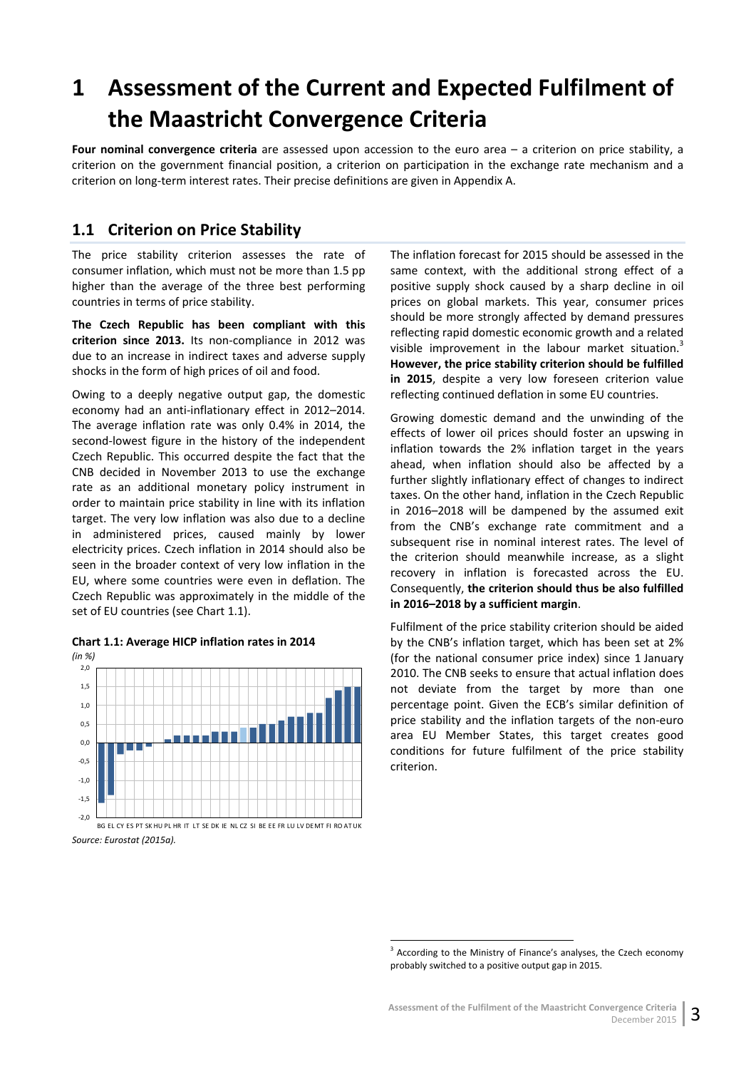# 1 Assessment of the Current and Expected Fulfilment of the Maastricht Convergence Criteria

**Four nominal convergence criteria** are assessed upon accession to the euro area – a criterion on price stability, a criterion on the government financial position, a criterion on participation in the exchange rate mechanism and a criterion on long-term interest rates. Their precise definitions are given in Appendix A.

## 1.1 Criterion on Price Stability

The price stability criterion assesses the rate of consumer inflation, which must not be more than 1.5 pp higher than the average of the three best performing countries in terms of price stability.

**The Czech Republic has been compliant with this criterion since 2013.** Its non-compliance in 2012 was due to an increase in indirect taxes and adverse supply shocks in the form of high prices of oil and food.

Owing to a deeply negative output gap, the domestic economy had an anti-inflationary effect in 2012–2014. The average inflation rate was only 0.4% in 2014, the second-lowest figure in the history of the independent Czech Republic. This occurred despite the fact that the CNB decided in November 2013 to use the exchange rate as an additional monetary policy instrument in order to maintain price stability in line with its inflation target. The very low inflation was also due to a decline in administered prices, caused mainly by lower electricity prices. Czech inflation in 2014 should also be seen in the broader context of very low inflation in the EU, where some countries were even in deflation. The Czech Republic was approximately in the middle of the set of EU countries (see Chart 1.1).

**Chart 1.1: Average HICP inflation rates in 2014**

*(in %)*

BG EL CY ES PT SK HU PL HR IT LT SE DK IE NL CZ SI BE EE FR LU LV DE MT FI RO AT UK

*Source: Eurostat (2015a).*

The inflation forecast for 2015 should be assessed in the same context, with the additional strong effect of a positive supply shock caused by a sharp decline in oil prices on global markets. This year, consumer prices should be more strongly affected by demand pressures reflecting rapid domestic economic growth and a related visible improvement in the labour market situation.[3] **However, the price stability criterion should be fulfilled in 2015**, despite a very low foreseen criterion value reflecting continued deflation in some EU countries.

Growing domestic demand and the unwinding of the effects of lower oil prices should foster an upswing in inflation towards the 2% inflation target in the years ahead, when inflation should also be affected by a further slightly inflationary effect of changes to indirect taxes. On the other hand, inflation in the Czech Republic in 2016–2018 will be dampened by the assumed exit from the CNB's exchange rate commitment and a subsequent rise in nominal interest rates. The level of the criterion should meanwhile increase, as a slight recovery in inflation is forecasted across the EU. Consequently, **the criterion should thus be also fulfilled in 2016–2018 by a sufficient margin**.

Fulfilment of the price stability criterion should be aided by the CNB's inflation target, which has been set at 2% (for the national consumer price index) since 1 January 2010. The CNB seeks to ensure that actual inflation does not deviate from the target by more than one percentage point. Given the ECB's similar definition of price stability and the inflation targets of the non-euro area EU Member States, this target creates good conditions for future fulfilment of the price stability criterion.

[3] According to the Ministry of Finance's analyses, the Czech economy probably switched to a positive output gap in 2015.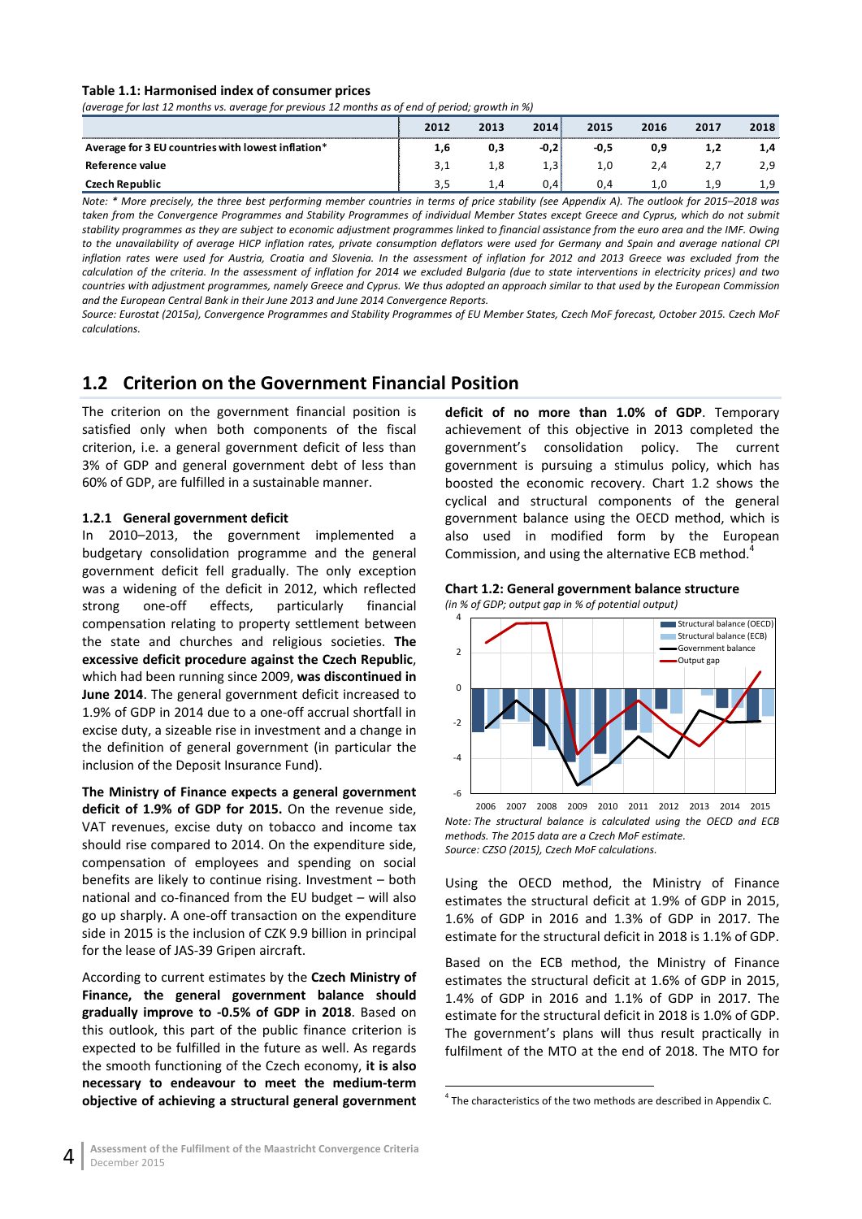**Table 1.1: Harmonised index of consumer prices**

*(average for last 12 months vs. average for previous 12 months as of end of period; growth in %)*

| | 2012 | 2013 | 2014 | 2015 | 2016 | 2017 | 2018 |
|---|---|---|---|---|---|---|---|
| Average for 3 EU countries with lowest inflation* | 1,6 | 0,3 | -0,2 | -0,5 | 0,9 | 1,2 | 1,4 |
| Reference value | 3,1 | 1,8 | 1,3 | 1,0 | 2,4 | 2,7 | 2,9 |
| Czech Republic | 3,5 | 1,4 | 0,4 | 0,4 | 1,0 | 1,9 | 1,9 |

*Note: * More precisely, the three best performing member countries in terms of price stability (see Appendix A). The outlook for 2015–2018 was taken from the Convergence Programmes and Stability Programmes of individual Member States except Greece and Cyprus, which do not submit stability programmes as they are subject to economic adjustment programmes linked to financial assistance from the euro area and the IMF. Owing to the unavailability of average HICP inflation rates, private consumption deflators were used for Germany and Spain and average national CPI inflation rates were used for Austria, Croatia and Slovenia. In the assessment of inflation for 2012 and 2013 Greece was excluded from the calculation of the criteria. In the assessment of inflation for 2014 we excluded Bulgaria (due to state interventions in electricity prices) and two countries with adjustment programmes, namely Greece and Cyprus. We thus adopted an approach similar to that used by the European Commission and the European Central Bank in their June 2013 and June 2014 Convergence Reports.*

*Source: Eurostat (2015a), Convergence Programmes and Stability Programmes of EU Member States, Czech MoF forecast, October 2015. Czech MoF calculations.*

## 1.2 Criterion on the Government Financial Position

The criterion on the government financial position is satisfied only when both components of the fiscal criterion, i.e. a general government deficit of less than 3% of GDP and general government debt of less than 60% of GDP, are fulfilled in a sustainable manner.

### 1.2.1 General government deficit

In 2010–2013, the government implemented a budgetary consolidation programme and the general government deficit fell gradually. The only exception was a widening of the deficit in 2012, which reflected strong one-off effects, particularly financial compensation relating to property settlement between the state and churches and religious societies. **The excessive deficit procedure against the Czech Republic**, which had been running since 2009, **was discontinued in June 2014**. The general government deficit increased to 1.9% of GDP in 2014 due to a one-off accrual shortfall in excise duty, a sizeable rise in investment and a change in the definition of general government (in particular the inclusion of the Deposit Insurance Fund).

**The Ministry of Finance expects a general government deficit of 1.9% of GDP for 2015.** On the revenue side, VAT revenues, excise duty on tobacco and income tax should rise compared to 2014. On the expenditure side, compensation of employees and spending on social benefits are likely to continue rising. Investment – both national and co-financed from the EU budget – will also go up sharply. A one-off transaction on the expenditure side in 2015 is the inclusion of CZK 9.9 billion in principal for the lease of JAS-39 Gripen aircraft.

According to current estimates by the **Czech Ministry of Finance, the general government balance should gradually improve to -0.5% of GDP in 2018**. Based on this outlook, this part of the public finance criterion is expected to be fulfilled in the future as well. As regards the smooth functioning of the Czech economy, **it is also necessary to endeavour to meet the medium-term objective of achieving a structural general government deficit of no more than 1.0% of GDP**. Temporary achievement of this objective in 2013 completed the government's consolidation policy. The current government is pursuing a stimulus policy, which has boosted the economic recovery. Chart 1.2 shows the cyclical and structural components of the general government balance using the OECD method, which is also used in modified form by the European Commission, and using the alternative ECB method.[4]

**Chart 1.2: General government balance structure**

*(in % of GDP; output gap in % of potential output)*

*Note: The structural balance is calculated using the OECD and ECB methods. The 2015 data are a Czech MoF estimate.*

*Source: CZSO (2015), Czech MoF calculations.*

Using the OECD method, the Ministry of Finance estimates the structural deficit at 1.9% of GDP in 2015, 1.6% of GDP in 2016 and 1.3% of GDP in 2017. The estimate for the structural deficit in 2018 is 1.1% of GDP.

Based on the ECB method, the Ministry of Finance estimates the structural deficit at 1.6% of GDP in 2015, 1.4% of GDP in 2016 and 1.1% of GDP in 2017. The estimate for the structural deficit in 2018 is 1.0% of GDP. The government's plans will thus result practically in fulfilment of the MTO at the end of 2018. The MTO for

[4] The characteristics of the two methods are described in Appendix C.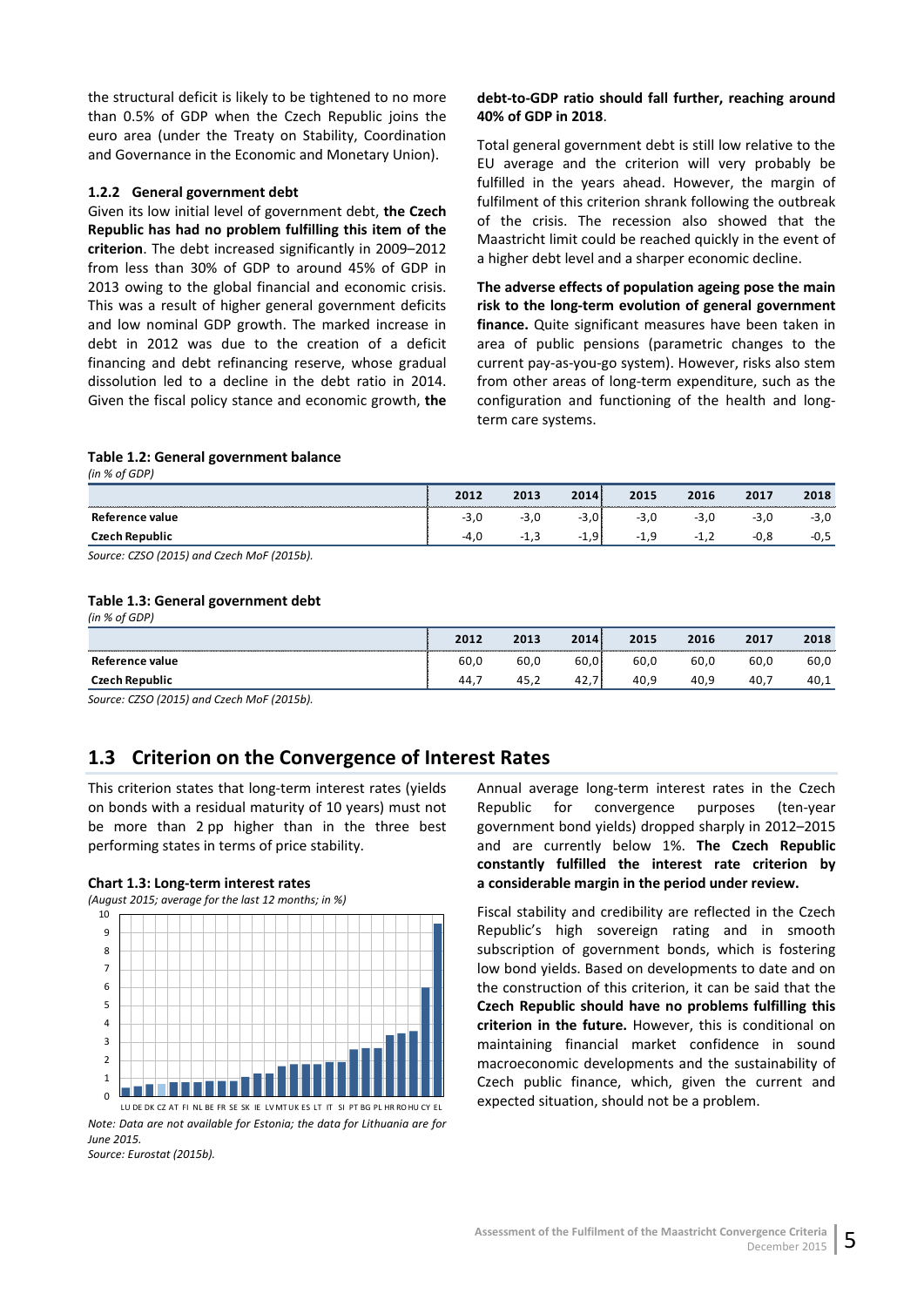the structural deficit is likely to be tightened to no more than 0.5% of GDP when the Czech Republic joins the euro area (under the Treaty on Stability, Coordination and Governance in the Economic and Monetary Union).

#### 1.2.2 General government debt

Given its low initial level of government debt, **the Czech Republic has had no problem fulfilling this item of the criterion**. The debt increased significantly in 2009–2012 from less than 30% of GDP to around 45% of GDP in 2013 owing to the global financial and economic crisis. This was a result of higher general government deficits and low nominal GDP growth. The marked increase in debt in 2012 was due to the creation of a deficit financing and debt refinancing reserve, whose gradual dissolution led to a decline in the debt ratio in 2014. Given the fiscal policy stance and economic growth, **the debt-to-GDP ratio should fall further, reaching around 40% of GDP in 2018**.

Total general government debt is still low relative to the EU average and the criterion will very probably be fulfilled in the years ahead. However, the margin of fulfilment of this criterion shrank following the outbreak of the crisis. The recession also showed that the Maastricht limit could be reached quickly in the event of a higher debt level and a sharper economic decline.

**The adverse effects of population ageing pose the main risk to the long-term evolution of general government finance.** Quite significant measures have been taken in area of public pensions (parametric changes to the current pay-as-you-go system). However, risks also stem from other areas of long-term expenditure, such as the configuration and functioning of the health and long-term care systems.

**Table 1.2: General government balance**
*(in % of GDP)*

| | 2012 | 2013 | 2014 | 2015 | 2016 | 2017 | 2018 |
|---|---|---|---|---|---|---|---|
| **Reference value** | -3,0 | -3,0 | -3,0 | -3,0 | -3,0 | -3,0 | -3,0 |
| **Czech Republic** | -4,0 | -1,3 | -1,9 | -1,9 | -1,2 | -0,8 | -0,5 |

*Source: CZSO (2015) and Czech MoF (2015b).*

**Table 1.3: General government debt**
*(in % of GDP)*

| | 2012 | 2013 | 2014 | 2015 | 2016 | 2017 | 2018 |
|---|---|---|---|---|---|---|---|
| **Reference value** | 60,0 | 60,0 | 60,0 | 60,0 | 60,0 | 60,0 | 60,0 |
| **Czech Republic** | 44,7 | 45,2 | 42,7 | 40,9 | 40,9 | 40,7 | 40,1 |

*Source: CZSO (2015) and Czech MoF (2015b).*

## 1.3 Criterion on the Convergence of Interest Rates

This criterion states that long-term interest rates (yields on bonds with a residual maturity of 10 years) must not be more than 2 pp higher than in the three best performing states in terms of price stability.

**Chart 1.3: Long-term interest rates**
*(August 2015; average for the last 12 months; in %)*

*Note: Data are not available for Estonia; the data for Lithuania are for June 2015.*
*Source: Eurostat (2015b).*

Annual average long-term interest rates in the Czech Republic for convergence purposes (ten-year government bond yields) dropped sharply in 2012–2015 and are currently below 1%. **The Czech Republic constantly fulfilled the interest rate criterion by a considerable margin in the period under review.**

Fiscal stability and credibility are reflected in the Czech Republic's high sovereign rating and in smooth subscription of government bonds, which is fostering low bond yields. Based on developments to date and on the construction of this criterion, it can be said that the **Czech Republic should have no problems fulfilling this criterion in the future.** However, this is conditional on maintaining financial market confidence in sound macroeconomic developments and the sustainability of Czech public finance, which, given the current and expected situation, should not be a problem.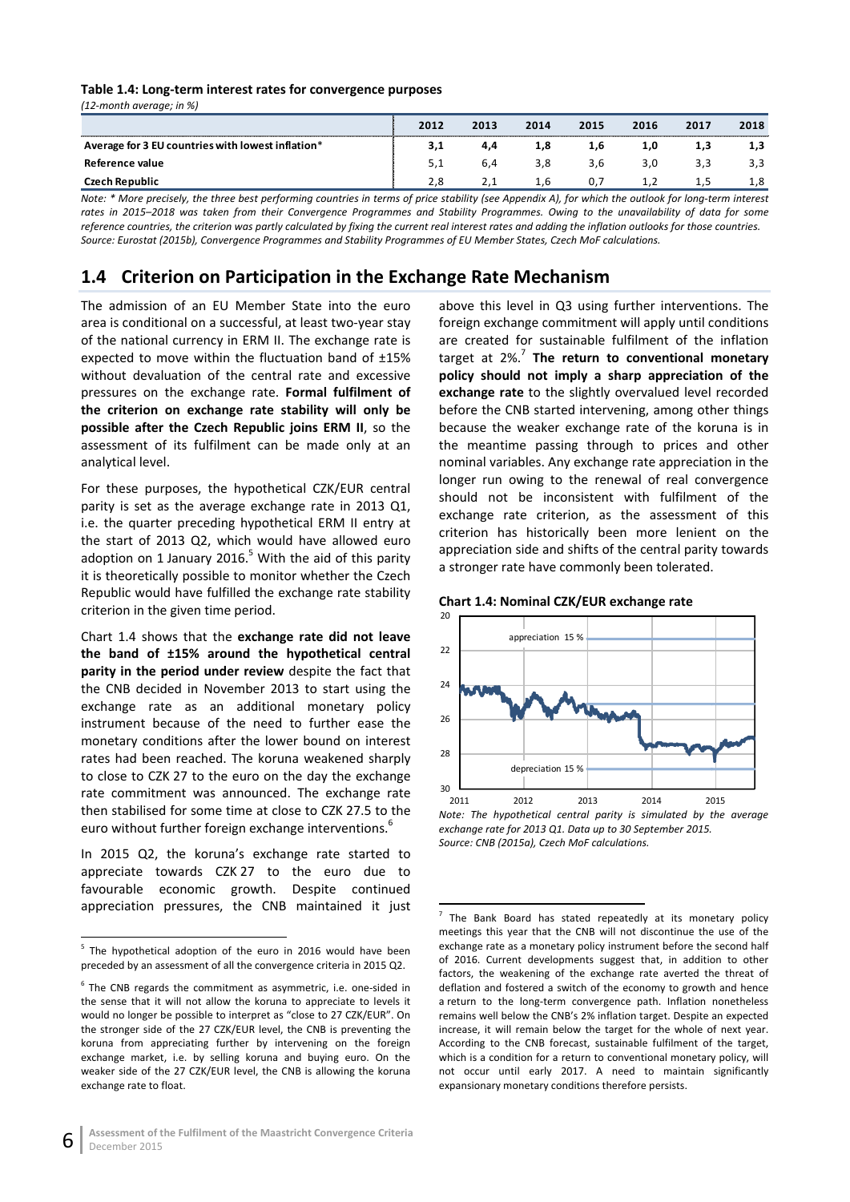**Table 1.4: Long-term interest rates for convergence purposes**

*(12-month average; in %)*

| | 2012 | 2013 | 2014 | 2015 | 2016 | 2017 | 2018 |
|---|---|---|---|---|---|---|---|
| **Average for 3 EU countries with lowest inflation*** | 3,1 | 4,4 | 1,8 | 1,6 | 1,0 | 1,3 | 1,3 |
| **Reference value** | 5,1 | 6,4 | 3,8 | 3,6 | 3,0 | 3,3 | 3,3 |
| **Czech Republic** | 2,8 | 2,1 | 1,6 | 0,7 | 1,2 | 1,5 | 1,8 |

*Note: * More precisely, the three best performing countries in terms of price stability (see Appendix A), for which the outlook for long-term interest rates in 2015–2018 was taken from their Convergence Programmes and Stability Programmes. Owing to the unavailability of data for some reference countries, the criterion was partly calculated by fixing the current real interest rates and adding the inflation outlooks for those countries.*
*Source: Eurostat (2015b), Convergence Programmes and Stability Programmes of EU Member States, Czech MoF calculations.*

## 1.4 Criterion on Participation in the Exchange Rate Mechanism

The admission of an EU Member State into the euro area is conditional on a successful, at least two-year stay of the national currency in ERM II. The exchange rate is expected to move within the fluctuation band of ±15% without devaluation of the central rate and excessive pressures on the exchange rate. **Formal fulfilment of the criterion on exchange rate stability will only be possible after the Czech Republic joins ERM II**, so the assessment of its fulfilment can be made only at an analytical level.

For these purposes, the hypothetical CZK/EUR central parity is set as the average exchange rate in 2013 Q1, i.e. the quarter preceding hypothetical ERM II entry at the start of 2013 Q2, which would have allowed euro adoption on 1 January 2016.[5] With the aid of this parity it is theoretically possible to monitor whether the Czech Republic would have fulfilled the exchange rate stability criterion in the given time period.

Chart 1.4 shows that the **exchange rate did not leave the band of ±15% around the hypothetical central parity in the period under review** despite the fact that the CNB decided in November 2013 to start using the exchange rate as an additional monetary policy instrument because of the need to further ease the monetary conditions after the lower bound on interest rates had been reached. The koruna weakened sharply to close to CZK 27 to the euro on the day the exchange rate commitment was announced. The exchange rate then stabilised for some time at close to CZK 27.5 to the euro without further foreign exchange interventions.[6]

In 2015 Q2, the koruna's exchange rate started to appreciate towards CZK 27 to the euro due to favourable economic growth. Despite continued appreciation pressures, the CNB maintained it just above this level in Q3 using further interventions. The foreign exchange commitment will apply until conditions are created for sustainable fulfilment of the inflation target at 2%.[7] **The return to conventional monetary policy should not imply a sharp appreciation of the exchange rate** to the slightly overvalued level recorded before the CNB started intervening, among other things because the weaker exchange rate of the koruna is in the meantime passing through to prices and other nominal variables. Any exchange rate appreciation in the longer run owing to the renewal of real convergence should not be inconsistent with fulfilment of the exchange rate criterion, as the assessment of this criterion has historically been more lenient on the appreciation side and shifts of the central parity towards a stronger rate have commonly been tolerated.

**Chart 1.4: Nominal CZK/EUR exchange rate**

*Note: The hypothetical central parity is simulated by the average exchange rate for 2013 Q1. Data up to 30 September 2015.*
*Source: CNB (2015a), Czech MoF calculations.*

[5] The hypothetical adoption of the euro in 2016 would have been preceded by an assessment of all the convergence criteria in 2015 Q2.

[6] The CNB regards the commitment as asymmetric, i.e. one-sided in the sense that it will not allow the koruna to appreciate to levels it would no longer be possible to interpret as "close to 27 CZK/EUR". On the stronger side of the 27 CZK/EUR level, the CNB is preventing the koruna from appreciating further by intervening on the foreign exchange market, i.e. by selling koruna and buying euro. On the weaker side of the 27 CZK/EUR level, the CNB is allowing the koruna exchange rate to float.

[7] The Bank Board has stated repeatedly at its monetary policy meetings this year that the CNB will not discontinue the use of the exchange rate as a monetary policy instrument before the second half of 2016. Current developments suggest that, in addition to other factors, the weakening of the exchange rate averted the threat of deflation and fostered a switch of the economy to growth and hence a return to the long-term convergence path. Inflation nonetheless remains well below the CNB's 2% inflation target. Despite an expected increase, it will remain below the target for the whole of next year. According to the CNB forecast, sustainable fulfilment of the target, which is a condition for a return to conventional monetary policy, will not occur until early 2017. A need to maintain significantly expansionary monetary conditions therefore persists.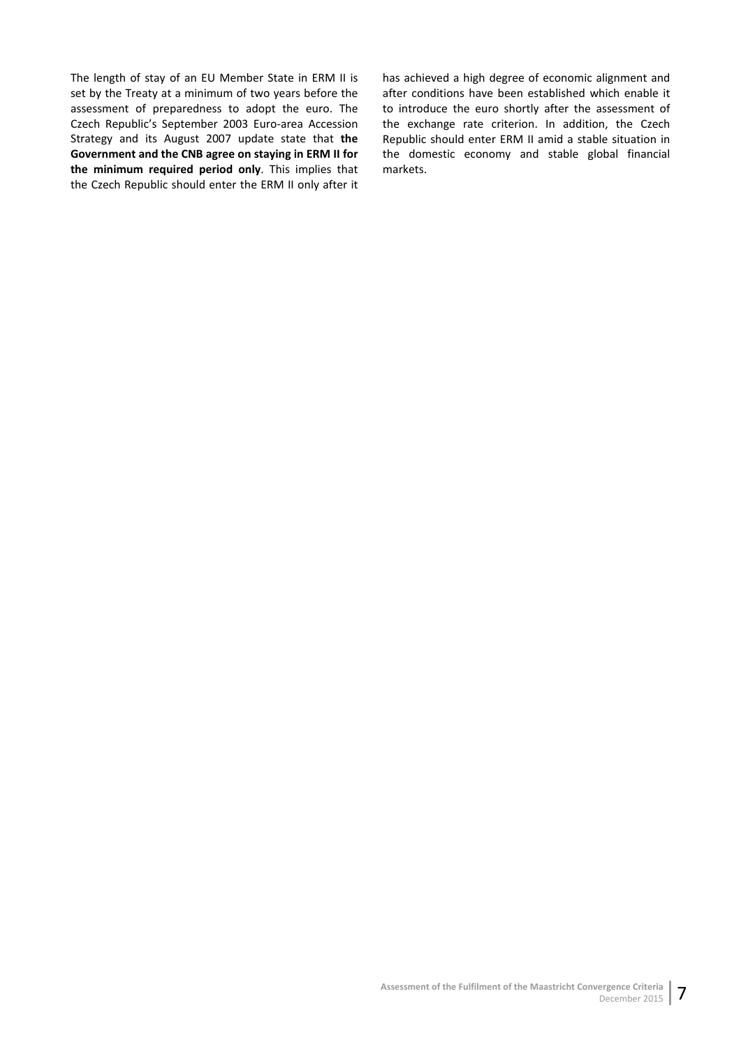The length of stay of an EU Member State in ERM II is set by the Treaty at a minimum of two years before the assessment of preparedness to adopt the euro. The Czech Republic's September 2003 Euro-area Accession Strategy and its August 2007 update state that **the Government and the CNB agree on staying in ERM II for the minimum required period only**. This implies that the Czech Republic should enter the ERM II only after it has achieved a high degree of economic alignment and after conditions have been established which enable it to introduce the euro shortly after the assessment of the exchange rate criterion. In addition, the Czech Republic should enter ERM II amid a stable situation in the domestic economy and stable global financial markets.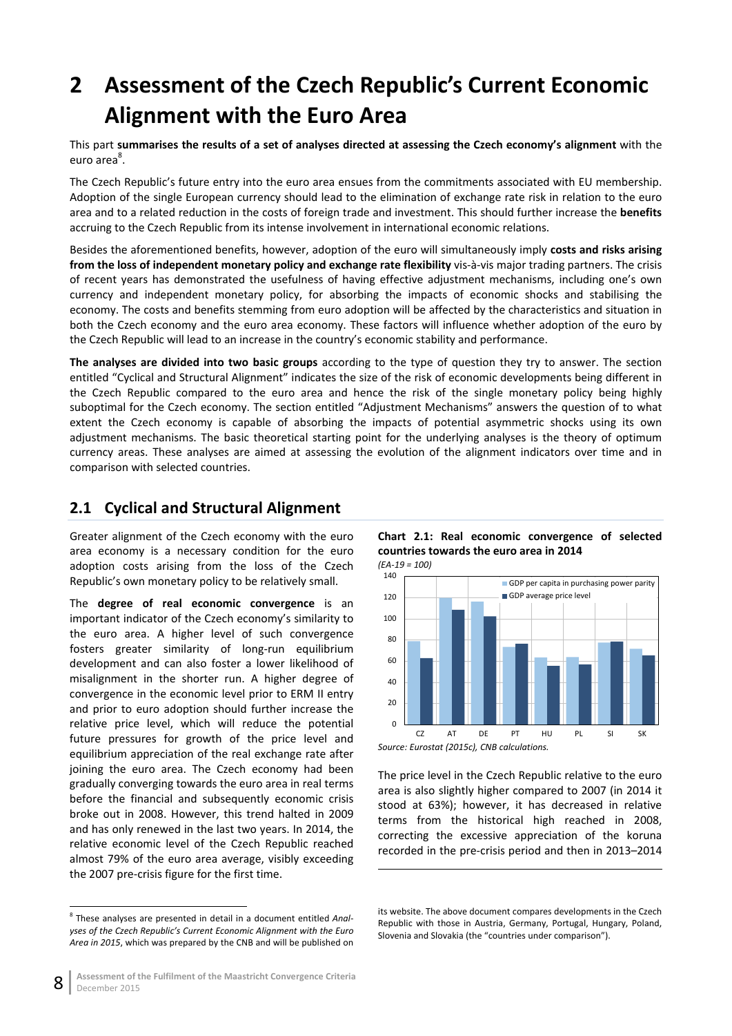# 2 Assessment of the Czech Republic's Current Economic Alignment with the Euro Area

This part **summarises the results of a set of analyses directed at assessing the Czech economy's alignment** with the euro area[8].

The Czech Republic's future entry into the euro area ensues from the commitments associated with EU membership. Adoption of the single European currency should lead to the elimination of exchange rate risk in relation to the euro area and to a related reduction in the costs of foreign trade and investment. This should further increase the **benefits** accruing to the Czech Republic from its intense involvement in international economic relations.

Besides the aforementioned benefits, however, adoption of the euro will simultaneously imply **costs and risks arising from the loss of independent monetary policy and exchange rate flexibility** vis-à-vis major trading partners. The crisis of recent years has demonstrated the usefulness of having effective adjustment mechanisms, including one's own currency and independent monetary policy, for absorbing the impacts of economic shocks and stabilising the economy. The costs and benefits stemming from euro adoption will be affected by the characteristics and situation in both the Czech economy and the euro area economy. These factors will influence whether adoption of the euro by the Czech Republic will lead to an increase in the country's economic stability and performance.

**The analyses are divided into two basic groups** according to the type of question they try to answer. The section entitled "Cyclical and Structural Alignment" indicates the size of the risk of economic developments being different in the Czech Republic compared to the euro area and hence the risk of the single monetary policy being highly suboptimal for the Czech economy. The section entitled "Adjustment Mechanisms" answers the question of to what extent the Czech economy is capable of absorbing the impacts of potential asymmetric shocks using its own adjustment mechanisms. The basic theoretical starting point for the underlying analyses is the theory of optimum currency areas. These analyses are aimed at assessing the evolution of the alignment indicators over time and in comparison with selected countries.

## 2.1 Cyclical and Structural Alignment

Greater alignment of the Czech economy with the euro area economy is a necessary condition for the euro adoption costs arising from the loss of the Czech Republic's own monetary policy to be relatively small.

The **degree of real economic convergence** is an important indicator of the Czech economy's similarity to the euro area. A higher level of such convergence fosters greater similarity of long-run equilibrium development and can also foster a lower likelihood of misalignment in the shorter run. A higher degree of convergence in the economic level prior to ERM II entry and prior to euro adoption should further increase the relative price level, which will reduce the potential future pressures for growth of the price level and equilibrium appreciation of the real exchange rate after joining the euro area. The Czech economy had been gradually converging towards the euro area in real terms before the financial and subsequently economic crisis broke out in 2008. However, this trend halted in 2009 and has only renewed in the last two years. In 2014, the relative economic level of the Czech Republic reached almost 79% of the euro area average, visibly exceeding the 2007 pre-crisis figure for the first time.

**Chart 2.1: Real economic convergence of selected countries towards the euro area in 2014**

*(EA-19 = 100)*

| | CZ | AT | DE | PT | HU | PL | SI | SK |
|---|---|---|---|---|---|---|---|---|
| GDP per capita in purchasing power parity | 79 | 120 | 116 | 74 | 64 | 64 | 78 | 72 |
| GDP average price level | 63 | 109 | 103 | 77 | 56 | 57 | 79 | 66 |

*Source: Eurostat (2015c), CNB calculations.*

The price level in the Czech Republic relative to the euro area is also slightly higher compared to 2007 (in 2014 it stood at 63%); however, it has decreased in relative terms from the historical high reached in 2008, correcting the excessive appreciation of the koruna recorded in the pre-crisis period and then in 2013–2014

[8] These analyses are presented in detail in a document entitled *Analyses of the Czech Republic's Current Economic Alignment with the Euro Area in 2015*, which was prepared by the CNB and will be published on its website. The above document compares developments in the Czech Republic with those in Austria, Germany, Portugal, Hungary, Poland, Slovenia and Slovakia (the "countries under comparison").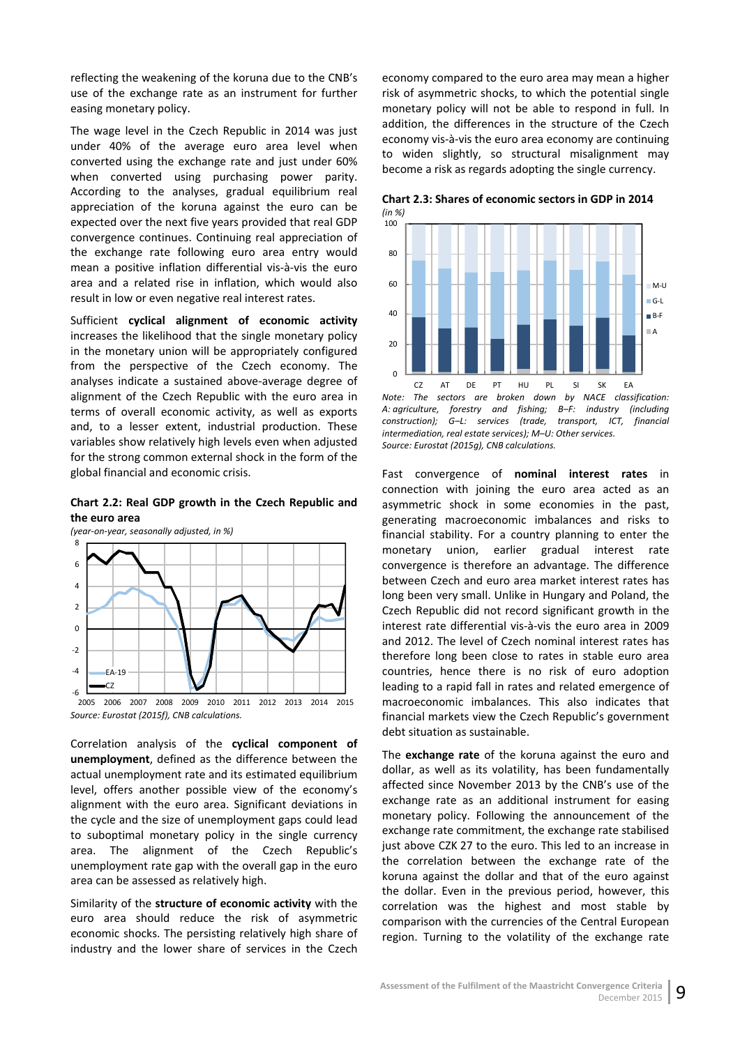reflecting the weakening of the koruna due to the CNB's use of the exchange rate as an instrument for further easing monetary policy.

The wage level in the Czech Republic in 2014 was just under 40% of the average euro area level when converted using the exchange rate and just under 60% when converted using purchasing power parity. According to the analyses, gradual equilibrium real appreciation of the koruna against the euro can be expected over the next five years provided that real GDP convergence continues. Continuing real appreciation of the exchange rate following euro area entry would mean a positive inflation differential vis-à-vis the euro area and a related rise in inflation, which would also result in low or even negative real interest rates.

Sufficient **cyclical alignment of economic activity** increases the likelihood that the single monetary policy in the monetary union will be appropriately configured from the perspective of the Czech economy. The analyses indicate a sustained above-average degree of alignment of the Czech Republic with the euro area in terms of overall economic activity, as well as exports and, to a lesser extent, industrial production. These variables show relatively high levels even when adjusted for the strong common external shock in the form of the global financial and economic crisis.

**Chart 2.2: Real GDP growth in the Czech Republic and the euro area**

*(year-on-year, seasonally adjusted, in %)*

*Source: Eurostat (2015f), CNB calculations.*

Correlation analysis of the **cyclical component of unemployment**, defined as the difference between the actual unemployment rate and its estimated equilibrium level, offers another possible view of the economy's alignment with the euro area. Significant deviations in the cycle and the size of unemployment gaps could lead to suboptimal monetary policy in the single currency area. The alignment of the Czech Republic's unemployment rate gap with the overall gap in the euro area can be assessed as relatively high.

Similarity of the **structure of economic activity** with the euro area should reduce the risk of asymmetric economic shocks. The persisting relatively high share of industry and the lower share of services in the Czech economy compared to the euro area may mean a higher risk of asymmetric shocks, to which the potential single monetary policy will not be able to respond in full. In addition, the differences in the structure of the Czech economy vis-à-vis the euro area economy are continuing to widen slightly, so structural misalignment may become a risk as regards adopting the single currency.

**Chart 2.3: Shares of economic sectors in GDP in 2014**

*(in %)*

*Note: The sectors are broken down by NACE classification: A: agriculture, forestry and fishing; B–F: industry (including construction); G–L: services (trade, transport, ICT, financial intermediation, real estate services); M–U: Other services.*
*Source: Eurostat (2015g), CNB calculations.*

Fast convergence of **nominal interest rates** in connection with joining the euro area acted as an asymmetric shock in some economies in the past, generating macroeconomic imbalances and risks to financial stability. For a country planning to enter the monetary union, earlier gradual interest rate convergence is therefore an advantage. The difference between Czech and euro area market interest rates has long been very small. Unlike in Hungary and Poland, the Czech Republic did not record significant growth in the interest rate differential vis-à-vis the euro area in 2009 and 2012. The level of Czech nominal interest rates has therefore long been close to rates in stable euro area countries, hence there is no risk of euro adoption leading to a rapid fall in rates and related emergence of macroeconomic imbalances. This also indicates that financial markets view the Czech Republic's government debt situation as sustainable.

The **exchange rate** of the koruna against the euro and dollar, as well as its volatility, has been fundamentally affected since November 2013 by the CNB's use of the exchange rate as an additional instrument for easing monetary policy. Following the announcement of the exchange rate commitment, the exchange rate stabilised just above CZK 27 to the euro. This led to an increase in the correlation between the exchange rate of the koruna against the dollar and that of the euro against the dollar. Even in the previous period, however, this correlation was the highest and most stable by comparison with the currencies of the Central European region. Turning to the volatility of the exchange rate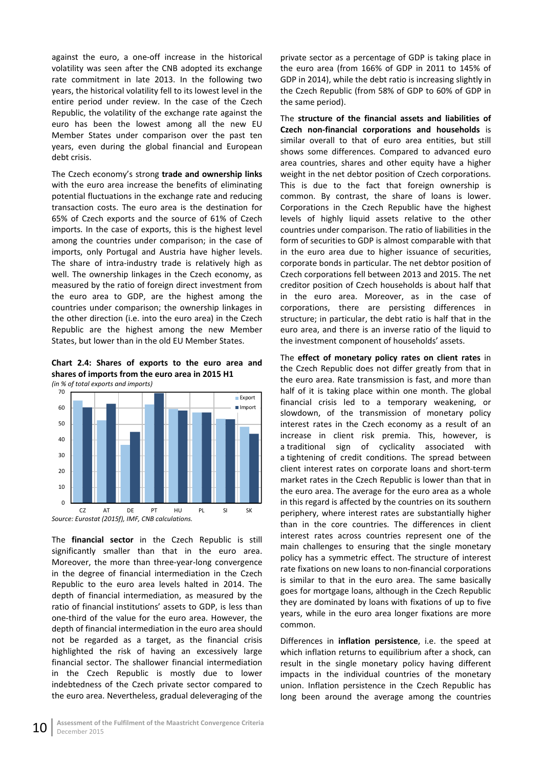against the euro, a one-off increase in the historical volatility was seen after the CNB adopted its exchange rate commitment in late 2013. In the following two years, the historical volatility fell to its lowest level in the entire period under review. In the case of the Czech Republic, the volatility of the exchange rate against the euro has been the lowest among all the new EU Member States under comparison over the past ten years, even during the global financial and European debt crisis.

The Czech economy's strong **trade and ownership links** with the euro area increase the benefits of eliminating potential fluctuations in the exchange rate and reducing transaction costs. The euro area is the destination for 65% of Czech exports and the source of 61% of Czech imports. In the case of exports, this is the highest level among the countries under comparison; in the case of imports, only Portugal and Austria have higher levels. The share of intra-industry trade is relatively high as well. The ownership linkages in the Czech economy, as measured by the ratio of foreign direct investment from the euro area to GDP, are the highest among the countries under comparison; the ownership linkages in the other direction (i.e. into the euro area) in the Czech Republic are the highest among the new Member States, but lower than in the old EU Member States.

**Chart 2.4: Shares of exports to the euro area and shares of imports from the euro area in 2015 H1**
*(in % of total exports and imports)*

| | CZ | AT | DE | PT | HU | PL | SI | SK |
|---|---|---|---|---|---|---|---|---|
| Export | 65 | 52 | 37 | 62 | 59 | 57 | 53 | 48 |
| Import | 61 | 63 | 45 | 70 | 58 | 57 | 53 | 44 |

*Source: Eurostat (2015f), IMF, CNB calculations.*

The **financial sector** in the Czech Republic is still significantly smaller than that in the euro area. Moreover, the more than three-year-long convergence in the degree of financial intermediation in the Czech Republic to the euro area levels halted in 2014. The depth of financial intermediation, as measured by the ratio of financial institutions' assets to GDP, is less than one-third of the value for the euro area. However, the depth of financial intermediation in the euro area should not be regarded as a target, as the financial crisis highlighted the risk of having an excessively large financial sector. The shallower financial intermediation in the Czech Republic is mostly due to lower indebtedness of the Czech private sector compared to the euro area. Nevertheless, gradual deleveraging of the private sector as a percentage of GDP is taking place in the euro area (from 166% of GDP in 2011 to 145% of GDP in 2014), while the debt ratio is increasing slightly in the Czech Republic (from 58% of GDP to 60% of GDP in the same period).

The **structure of the financial assets and liabilities of Czech non-financial corporations and households** is similar overall to that of euro area entities, but still shows some differences. Compared to advanced euro area countries, shares and other equity have a higher weight in the net debtor position of Czech corporations. This is due to the fact that foreign ownership is common. By contrast, the share of loans is lower. Corporations in the Czech Republic have the highest levels of highly liquid assets relative to the other countries under comparison. The ratio of liabilities in the form of securities to GDP is almost comparable with that in the euro area due to higher issuance of securities, corporate bonds in particular. The net debtor position of Czech corporations fell between 2013 and 2015. The net creditor position of Czech households is about half that in the euro area. Moreover, as in the case of corporations, there are persisting differences in structure; in particular, the debt ratio is half that in the euro area, and there is an inverse ratio of the liquid to the investment component of households' assets.

The **effect of monetary policy rates on client rates** in the Czech Republic does not differ greatly from that in the euro area. Rate transmission is fast, and more than half of it is taking place within one month. The global financial crisis led to a temporary weakening, or slowdown, of the transmission of monetary policy interest rates in the Czech economy as a result of an increase in client risk premia. This, however, is a traditional sign of cyclicality associated with a tightening of credit conditions. The spread between client interest rates on corporate loans and short-term market rates in the Czech Republic is lower than that in the euro area. The average for the euro area as a whole in this regard is affected by the countries on its southern periphery, where interest rates are substantially higher than in the core countries. The differences in client interest rates across countries represent one of the main challenges to ensuring that the single monetary policy has a symmetric effect. The structure of interest rate fixations on new loans to non-financial corporations is similar to that in the euro area. The same basically goes for mortgage loans, although in the Czech Republic they are dominated by loans with fixations of up to five years, while in the euro area longer fixations are more common.

Differences in **inflation persistence**, i.e. the speed at which inflation returns to equilibrium after a shock, can result in the single monetary policy having different impacts in the individual countries of the monetary union. Inflation persistence in the Czech Republic has long been around the average among the countries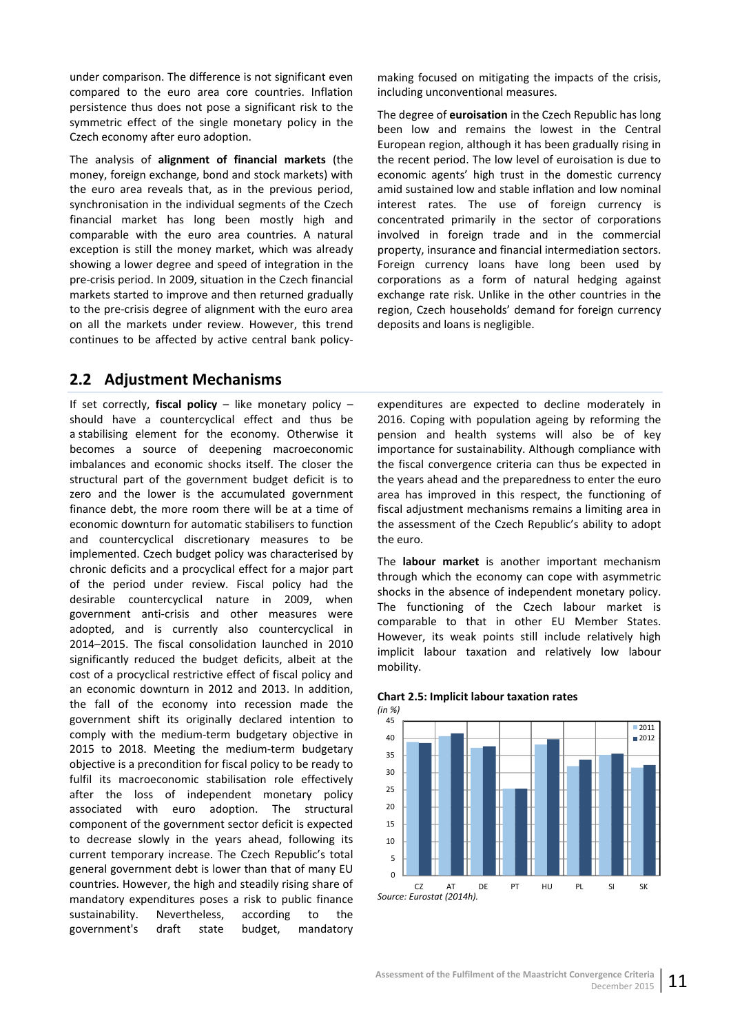under comparison. The difference is not significant even compared to the euro area core countries. Inflation persistence thus does not pose a significant risk to the symmetric effect of the single monetary policy in the Czech economy after euro adoption.

The analysis of **alignment of financial markets** (the money, foreign exchange, bond and stock markets) with the euro area reveals that, as in the previous period, synchronisation in the individual segments of the Czech financial market has long been mostly high and comparable with the euro area countries. A natural exception is still the money market, which was already showing a lower degree and speed of integration in the pre-crisis period. In 2009, situation in the Czech financial markets started to improve and then returned gradually to the pre-crisis degree of alignment with the euro area on all the markets under review. However, this trend continues to be affected by active central bank policy-making focused on mitigating the impacts of the crisis, including unconventional measures.

The degree of **euroisation** in the Czech Republic has long been low and remains the lowest in the Central European region, although it has been gradually rising in the recent period. The low level of euroisation is due to economic agents' high trust in the domestic currency amid sustained low and stable inflation and low nominal interest rates. The use of foreign currency is concentrated primarily in the sector of corporations involved in foreign trade and in the commercial property, insurance and financial intermediation sectors. Foreign currency loans have long been used by corporations as a form of natural hedging against exchange rate risk. Unlike in the other countries in the region, Czech households' demand for foreign currency deposits and loans is negligible.

## 2.2 Adjustment Mechanisms

If set correctly, **fiscal policy** – like monetary policy – should have a countercyclical effect and thus be a stabilising element for the economy. Otherwise it becomes a source of deepening macroeconomic imbalances and economic shocks itself. The closer the structural part of the government budget deficit is to zero and the lower is the accumulated government finance debt, the more room there will be at a time of economic downturn for automatic stabilisers to function and countercyclical discretionary measures to be implemented. Czech budget policy was characterised by chronic deficits and a procyclical effect for a major part of the period under review. Fiscal policy had the desirable countercyclical nature in 2009, when government anti-crisis and other measures were adopted, and is currently also countercyclical in 2014–2015. The fiscal consolidation launched in 2010 significantly reduced the budget deficits, albeit at the cost of a procyclical restrictive effect of fiscal policy and an economic downturn in 2012 and 2013. In addition, the fall of the economy into recession made the government shift its originally declared intention to comply with the medium-term budgetary objective in 2015 to 2018. Meeting the medium-term budgetary objective is a precondition for fiscal policy to be ready to fulfil its macroeconomic stabilisation role effectively after the loss of independent monetary policy associated with euro adoption. The structural component of the government sector deficit is expected to decrease slowly in the years ahead, following its current temporary increase. The Czech Republic's total general government debt is lower than that of many EU countries. However, the high and steadily rising share of mandatory expenditures poses a risk to public finance sustainability. Nevertheless, according to the government's draft state budget, mandatory expenditures are expected to decline moderately in 2016. Coping with population ageing by reforming the pension and health systems will also be of key importance for sustainability. Although compliance with the fiscal convergence criteria can thus be expected in the years ahead and the preparedness to enter the euro area has improved in this respect, the functioning of fiscal adjustment mechanisms remains a limiting area in the assessment of the Czech Republic's ability to adopt the euro.

The **labour market** is another important mechanism through which the economy can cope with asymmetric shocks in the absence of independent monetary policy. The functioning of the Czech labour market is comparable to that in other EU Member States. However, its weak points still include relatively high implicit labour taxation and relatively low labour mobility.

**Chart 2.5: Implicit labour taxation rates**

*(in %)*

| | CZ | AT | DE | PT | HU | PL | SI | SK |
|---|---|---|---|---|---|---|---|---|
| 2011 | 38.9 | 40.6 | 37.2 | 25.5 | 38.2 | 32.0 | 35.0 | 31.5 |
| 2012 | 38.6 | 41.2 | 37.6 | 25.4 | 39.7 | 33.9 | 35.5 | 32.2 |

*Source: Eurostat (2014h).*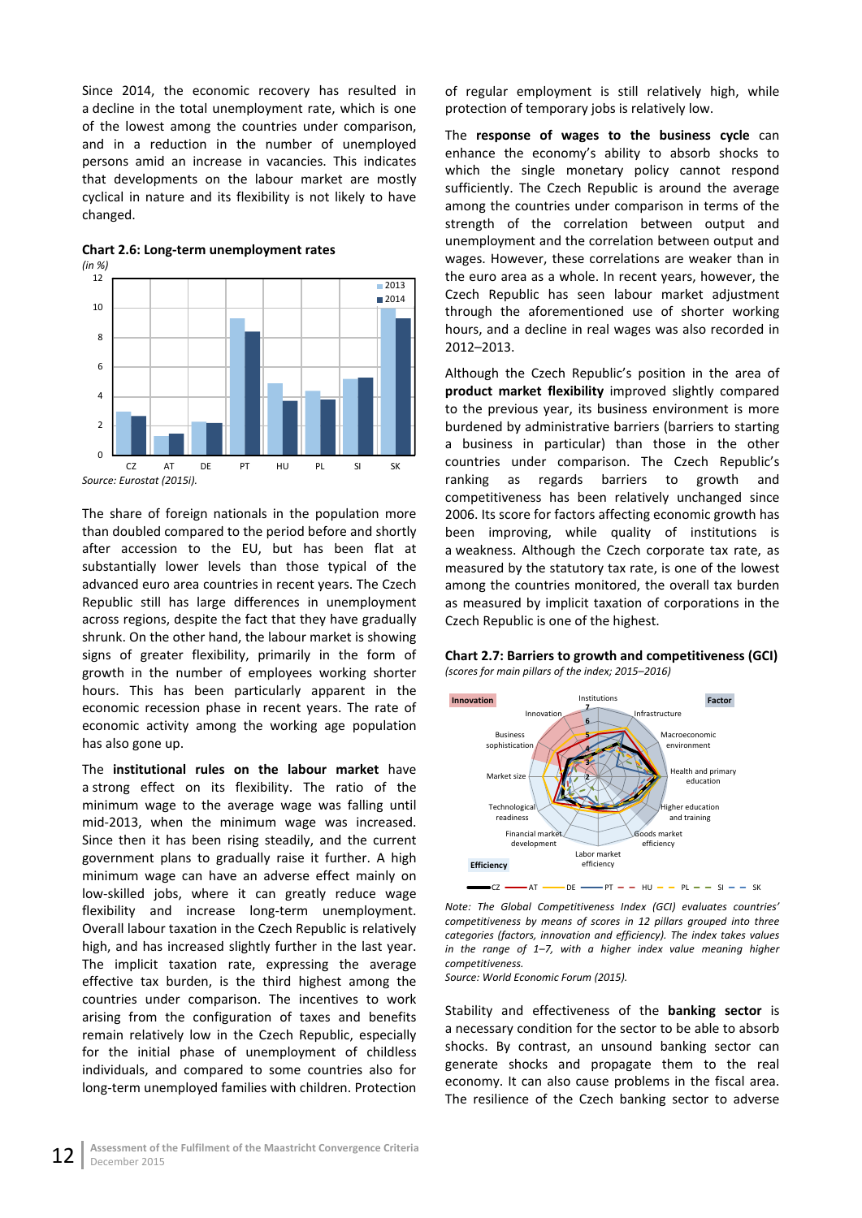Since 2014, the economic recovery has resulted in a decline in the total unemployment rate, which is one of the lowest among the countries under comparison, and in a reduction in the number of unemployed persons amid an increase in vacancies. This indicates that developments on the labour market are mostly cyclical in nature and its flexibility is not likely to have changed.

**Chart 2.6: Long-term unemployment rates**
*(in %)*

Source: Eurostat (2015i).

The share of foreign nationals in the population more than doubled compared to the period before and shortly after accession to the EU, but has been flat at substantially lower levels than those typical of the advanced euro area countries in recent years. The Czech Republic still has large differences in unemployment across regions, despite the fact that they have gradually shrunk. On the other hand, the labour market is showing signs of greater flexibility, primarily in the form of growth in the number of employees working shorter hours. This has been particularly apparent in the economic recession phase in recent years. The rate of economic activity among the working age population has also gone up.

The **institutional rules on the labour market** have a strong effect on its flexibility. The ratio of the minimum wage to the average wage was falling until mid-2013, when the minimum wage was increased. Since then it has been rising steadily, and the current government plans to gradually raise it further. A high minimum wage can have an adverse effect mainly on low-skilled jobs, where it can greatly reduce wage flexibility and increase long-term unemployment. Overall labour taxation in the Czech Republic is relatively high, and has increased slightly further in the last year. The implicit taxation rate, expressing the average effective tax burden, is the third highest among the countries under comparison. The incentives to work arising from the configuration of taxes and benefits remain relatively low in the Czech Republic, especially for the initial phase of unemployment of childless individuals, and compared to some countries also for long-term unemployed families with children. Protection of regular employment is still relatively high, while protection of temporary jobs is relatively low.

The **response of wages to the business cycle** can enhance the economy's ability to absorb shocks to which the single monetary policy cannot respond sufficiently. The Czech Republic is around the average among the countries under comparison in terms of the strength of the correlation between output and unemployment and the correlation between output and wages. However, these correlations are weaker than in the euro area as a whole. In recent years, however, the Czech Republic has seen labour market adjustment through the aforementioned use of shorter working hours, and a decline in real wages was also recorded in 2012–2013.

Although the Czech Republic's position in the area of **product market flexibility** improved slightly compared to the previous year, its business environment is more burdened by administrative barriers (barriers to starting a business in particular) than those in the other countries under comparison. The Czech Republic's ranking as regards barriers to growth and competitiveness has been relatively unchanged since 2006. Its score for factors affecting economic growth has been improving, while quality of institutions is a weakness. Although the Czech corporate tax rate, as measured by the statutory tax rate, is one of the lowest among the countries monitored, the overall tax burden as measured by implicit taxation of corporations in the Czech Republic is one of the highest.

**Chart 2.7: Barriers to growth and competitiveness (GCI)**
*(scores for main pillars of the index; 2015–2016)*

*Note: The Global Competitiveness Index (GCI) evaluates countries' competitiveness by means of scores in 12 pillars grouped into three categories (factors, innovation and efficiency). The index takes values in the range of 1–7, with a higher index value meaning higher competitiveness.*
*Source: World Economic Forum (2015).*

Stability and effectiveness of the **banking sector** is a necessary condition for the sector to be able to absorb shocks. By contrast, an unsound banking sector can generate shocks and propagate them to the real economy. It can also cause problems in the fiscal area. The resilience of the Czech banking sector to adverse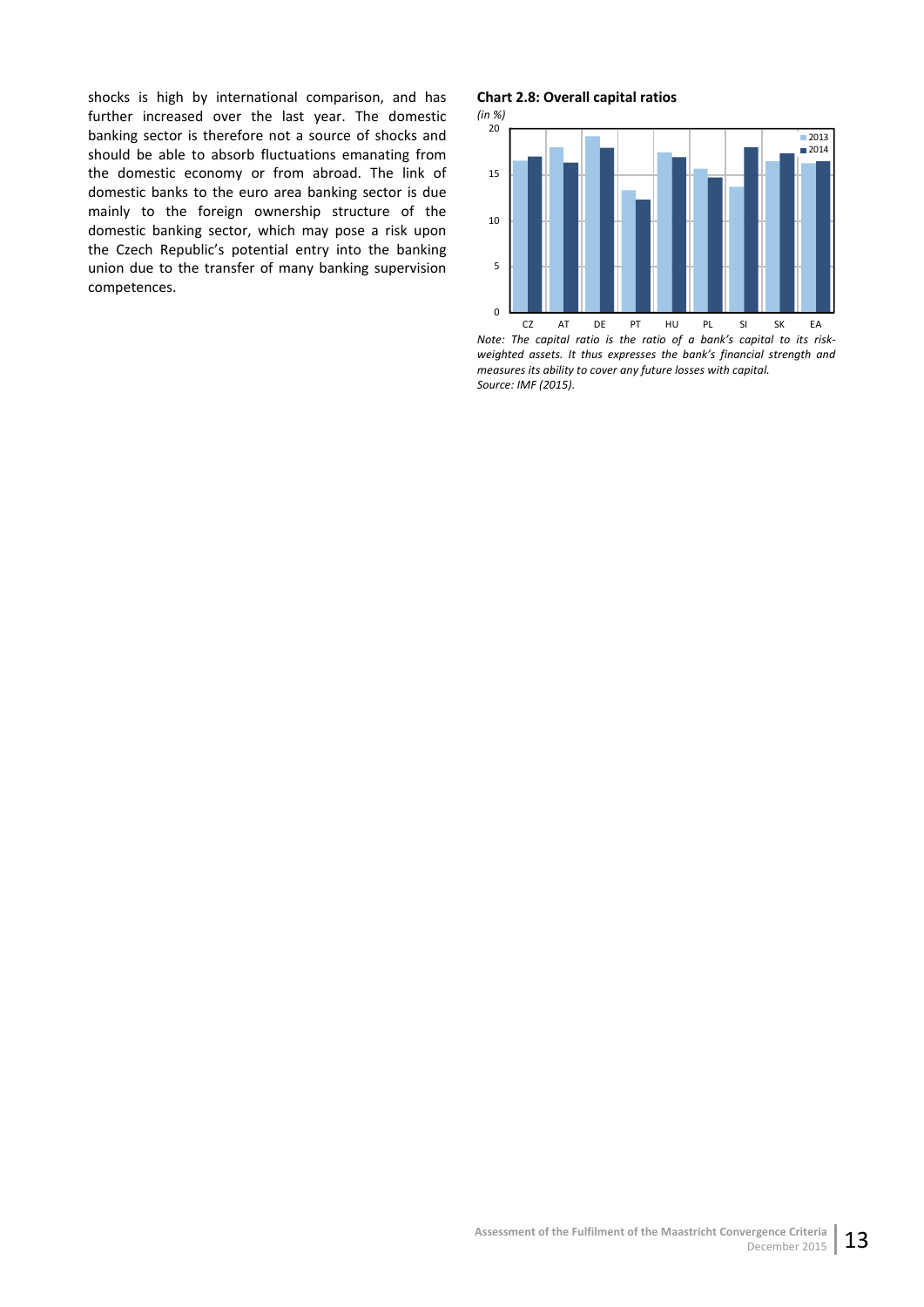shocks is high by international comparison, and has further increased over the last year. The domestic banking sector is therefore not a source of shocks and should be able to absorb fluctuations emanating from the domestic economy or from abroad. The link of domestic banks to the euro area banking sector is due mainly to the foreign ownership structure of the domestic banking sector, which may pose a risk upon the Czech Republic's potential entry into the banking union due to the transfer of many banking supervision competences.

**Chart 2.8: Overall capital ratios**

*(in %)*

*Note: The capital ratio is the ratio of a bank's capital to its risk-weighted assets. It thus expresses the bank's financial strength and measures its ability to cover any future losses with capital.*
*Source: IMF (2015).*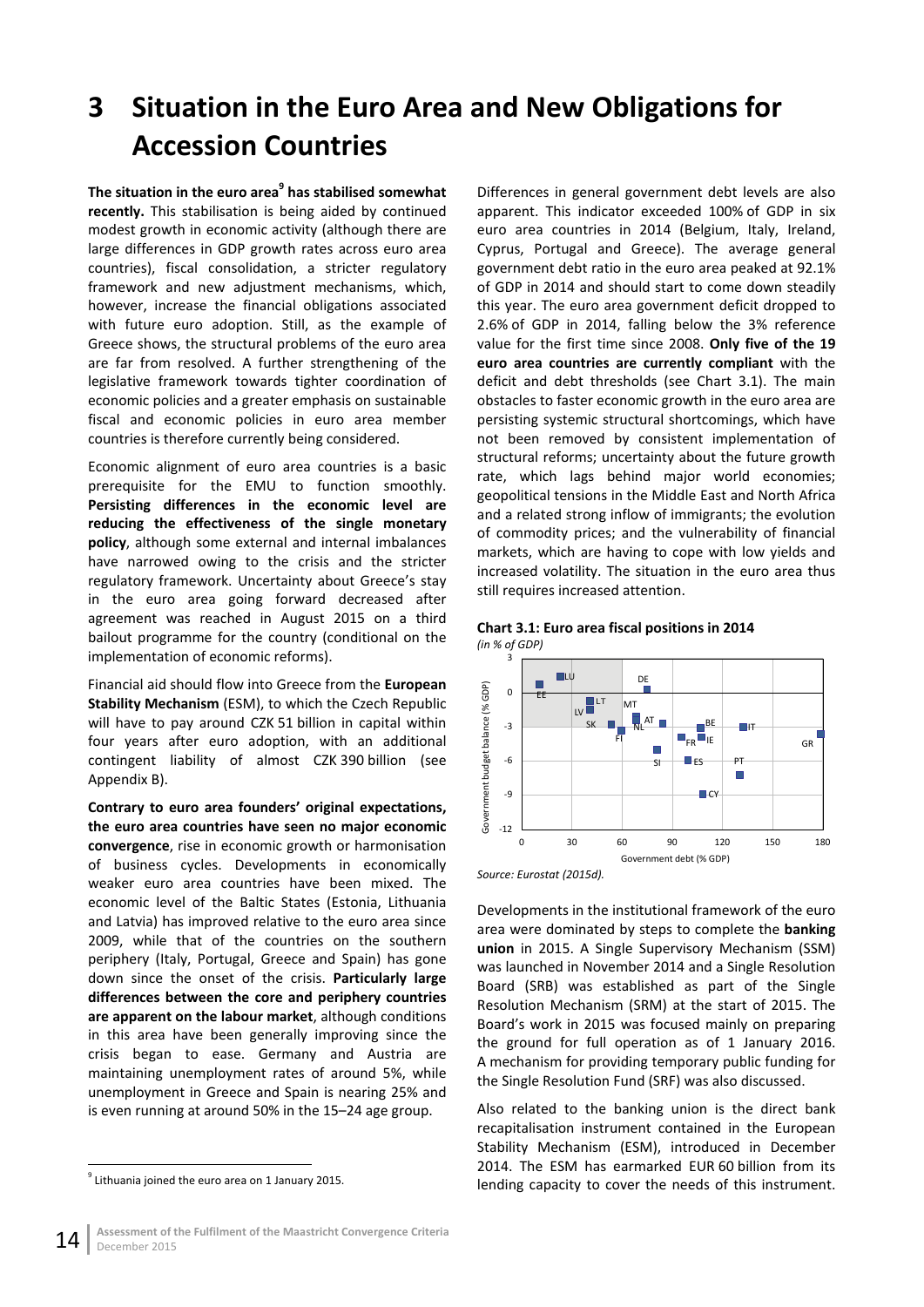# 3 Situation in the Euro Area and New Obligations for Accession Countries

**The situation in the euro area[9] has stabilised somewhat recently.** This stabilisation is being aided by continued modest growth in economic activity (although there are large differences in GDP growth rates across euro area countries), fiscal consolidation, a stricter regulatory framework and new adjustment mechanisms, which, however, increase the financial obligations associated with future euro adoption. Still, as the example of Greece shows, the structural problems of the euro area are far from resolved. A further strengthening of the legislative framework towards tighter coordination of economic policies and a greater emphasis on sustainable fiscal and economic policies in euro area member countries is therefore currently being considered.

Economic alignment of euro area countries is a basic prerequisite for the EMU to function smoothly. **Persisting differences in the economic level are reducing the effectiveness of the single monetary policy**, although some external and internal imbalances have narrowed owing to the crisis and the stricter regulatory framework. Uncertainty about Greece's stay in the euro area going forward decreased after agreement was reached in August 2015 on a third bailout programme for the country (conditional on the implementation of economic reforms).

Financial aid should flow into Greece from the **European Stability Mechanism** (ESM), to which the Czech Republic will have to pay around CZK 51 billion in capital within four years after euro adoption, with an additional contingent liability of almost CZK 390 billion (see Appendix B).

**Contrary to euro area founders' original expectations, the euro area countries have seen no major economic convergence**, rise in economic growth or harmonisation of business cycles. Developments in economically weaker euro area countries have been mixed. The economic level of the Baltic States (Estonia, Lithuania and Latvia) has improved relative to the euro area since 2009, while that of the countries on the southern periphery (Italy, Portugal, Greece and Spain) has gone down since the onset of the crisis. **Particularly large differences between the core and periphery countries are apparent on the labour market**, although conditions in this area have been generally improving since the crisis began to ease. Germany and Austria are maintaining unemployment rates of around 5%, while unemployment in Greece and Spain is nearing 25% and is even running at around 50% in the 15–24 age group.

[9] Lithuania joined the euro area on 1 January 2015.

Differences in general government debt levels are also apparent. This indicator exceeded 100% of GDP in six euro area countries in 2014 (Belgium, Italy, Ireland, Cyprus, Portugal and Greece). The average general government debt ratio in the euro area peaked at 92.1% of GDP in 2014 and should start to come down steadily this year. The euro area government deficit dropped to 2.6% of GDP in 2014, falling below the 3% reference value for the first time since 2008. **Only five of the 19 euro area countries are currently compliant** with the deficit and debt thresholds (see Chart 3.1). The main obstacles to faster economic growth in the euro area are persisting systemic structural shortcomings, which have not been removed by consistent implementation of structural reforms; uncertainty about the future growth rate, which lags behind major world economies; geopolitical tensions in the Middle East and North Africa and a related strong inflow of immigrants; the evolution of commodity prices; and the vulnerability of financial markets, which are having to cope with low yields and increased volatility. The situation in the euro area thus still requires increased attention.

**Chart 3.1: Euro area fiscal positions in 2014**
*(in % of GDP)*

*Source: Eurostat (2015d).*

Developments in the institutional framework of the euro area were dominated by steps to complete the **banking union** in 2015. A Single Supervisory Mechanism (SSM) was launched in November 2014 and a Single Resolution Board (SRB) was established as part of the Single Resolution Mechanism (SRM) at the start of 2015. The Board's work in 2015 was focused mainly on preparing the ground for full operation as of 1 January 2016. A mechanism for providing temporary public funding for the Single Resolution Fund (SRF) was also discussed.

Also related to the banking union is the direct bank recapitalisation instrument contained in the European Stability Mechanism (ESM), introduced in December 2014. The ESM has earmarked EUR 60 billion from its lending capacity to cover the needs of this instrument.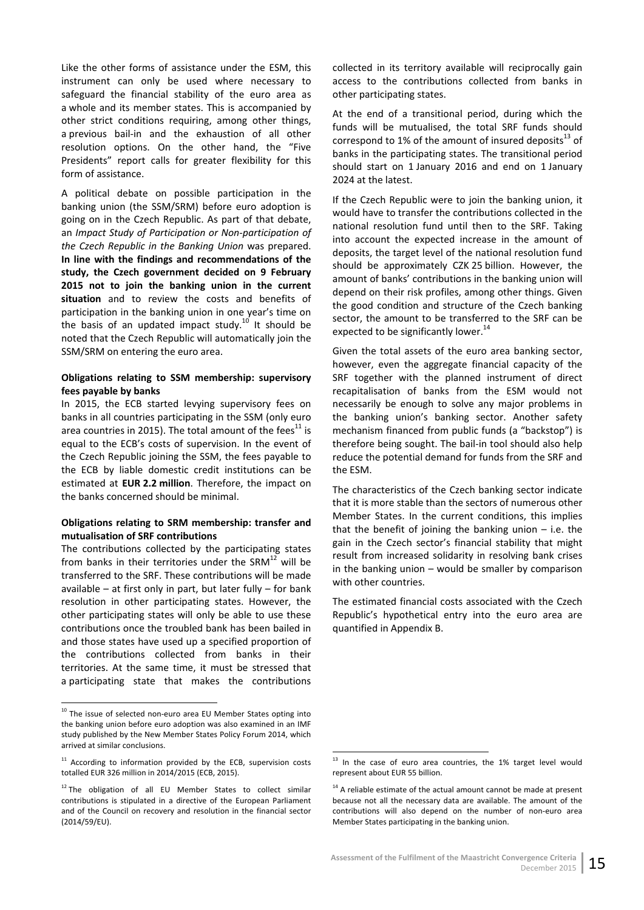Like the other forms of assistance under the ESM, this instrument can only be used where necessary to safeguard the financial stability of the euro area as a whole and its member states. This is accompanied by other strict conditions requiring, among other things, a previous bail-in and the exhaustion of all other resolution options. On the other hand, the "Five Presidents" report calls for greater flexibility for this form of assistance.

A political debate on possible participation in the banking union (the SSM/SRM) before euro adoption is going on in the Czech Republic. As part of that debate, an *Impact Study of Participation or Non-participation of the Czech Republic in the Banking Union* was prepared. **In line with the findings and recommendations of the study, the Czech government decided on 9 February 2015 not to join the banking union in the current situation** and to review the costs and benefits of participation in the banking union in one year's time on the basis of an updated impact study.[10] It should be noted that the Czech Republic will automatically join the SSM/SRM on entering the euro area.

**Obligations relating to SSM membership: supervisory fees payable by banks**

In 2015, the ECB started levying supervisory fees on banks in all countries participating in the SSM (only euro area countries in 2015). The total amount of the fees[11] is equal to the ECB's costs of supervision. In the event of the Czech Republic joining the SSM, the fees payable to the ECB by liable domestic credit institutions can be estimated at **EUR 2.2 million**. Therefore, the impact on the banks concerned should be minimal.

**Obligations relating to SRM membership: transfer and mutualisation of SRF contributions**

The contributions collected by the participating states from banks in their territories under the SRM[12] will be transferred to the SRF. These contributions will be made available – at first only in part, but later fully – for bank resolution in other participating states. However, the other participating states will only be able to use these contributions once the troubled bank has been bailed in and those states have used up a specified proportion of the contributions collected from banks in their territories. At the same time, it must be stressed that a participating state that makes the contributions collected in its territory available will reciprocally gain access to the contributions collected from banks in other participating states.

At the end of a transitional period, during which the funds will be mutualised, the total SRF funds should correspond to 1% of the amount of insured deposits[13] of banks in the participating states. The transitional period should start on 1 January 2016 and end on 1 January 2024 at the latest.

If the Czech Republic were to join the banking union, it would have to transfer the contributions collected in the national resolution fund until then to the SRF. Taking into account the expected increase in the amount of deposits, the target level of the national resolution fund should be approximately CZK 25 billion. However, the amount of banks' contributions in the banking union will depend on their risk profiles, among other things. Given the good condition and structure of the Czech banking sector, the amount to be transferred to the SRF can be expected to be significantly lower.[14]

Given the total assets of the euro area banking sector, however, even the aggregate financial capacity of the SRF together with the planned instrument of direct recapitalisation of banks from the ESM would not necessarily be enough to solve any major problems in the banking union's banking sector. Another safety mechanism financed from public funds (a "backstop") is therefore being sought. The bail-in tool should also help reduce the potential demand for funds from the SRF and the ESM.

The characteristics of the Czech banking sector indicate that it is more stable than the sectors of numerous other Member States. In the current conditions, this implies that the benefit of joining the banking union – i.e. the gain in the Czech sector's financial stability that might result from increased solidarity in resolving bank crises in the banking union – would be smaller by comparison with other countries.

The estimated financial costs associated with the Czech Republic's hypothetical entry into the euro area are quantified in Appendix B.

---

[10] The issue of selected non-euro area EU Member States opting into the banking union before euro adoption was also examined in an IMF study published by the New Member States Policy Forum 2014, which arrived at similar conclusions.

[11] According to information provided by the ECB, supervision costs totalled EUR 326 million in 2014/2015 (ECB, 2015).

[12] The obligation of all EU Member States to collect similar contributions is stipulated in a directive of the European Parliament and of the Council on recovery and resolution in the financial sector (2014/59/EU).

[13] In the case of euro area countries, the 1% target level would represent about EUR 55 billion.

[14] A reliable estimate of the actual amount cannot be made at present because not all the necessary data are available. The amount of the contributions will also depend on the number of non-euro area Member States participating in the banking union.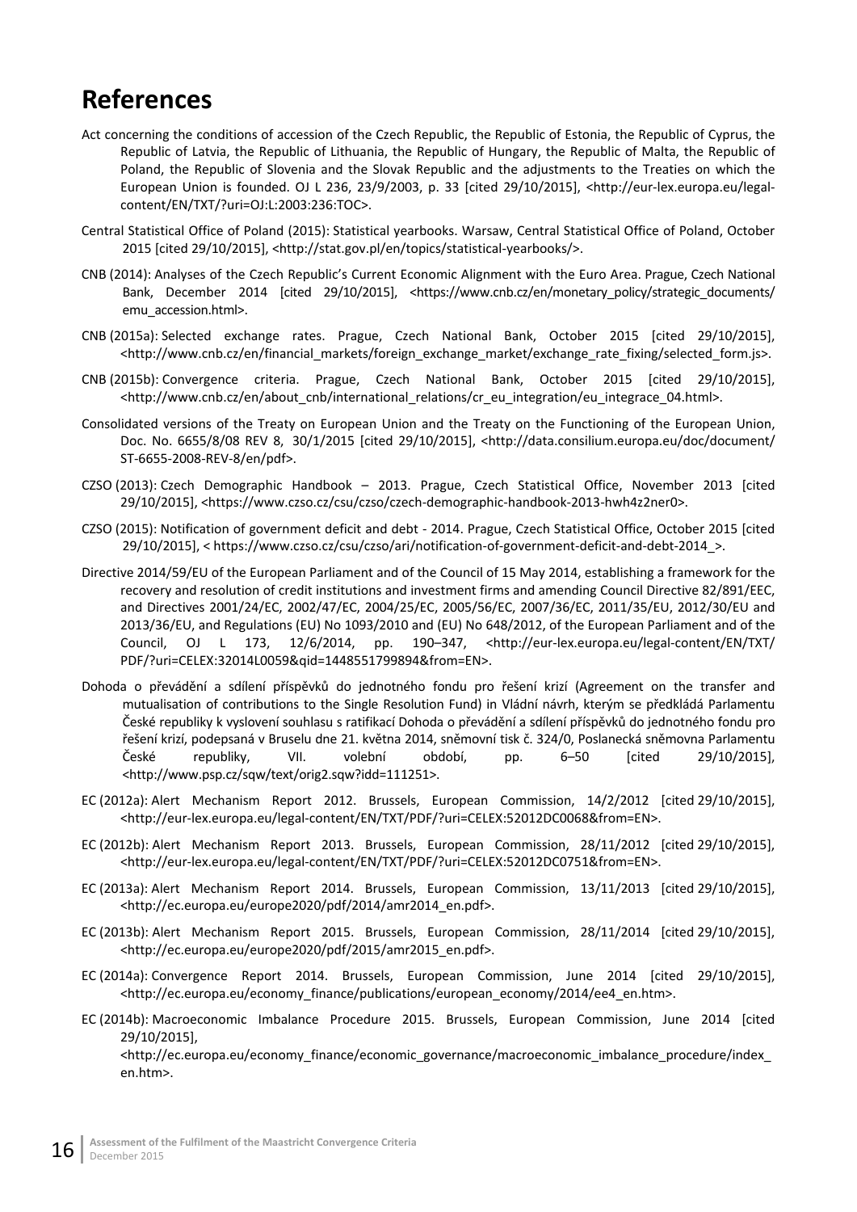# References

Act concerning the conditions of accession of the Czech Republic, the Republic of Estonia, the Republic of Cyprus, the Republic of Latvia, the Republic of Lithuania, the Republic of Hungary, the Republic of Malta, the Republic of Poland, the Republic of Slovenia and the Slovak Republic and the adjustments to the Treaties on which the European Union is founded. OJ L 236, 23/9/2003, p. 33 [cited 29/10/2015], <http://eur-lex.europa.eu/legal-content/EN/TXT/?uri=OJ:L:2003:236:TOC>.

Central Statistical Office of Poland (2015): Statistical yearbooks. Warsaw, Central Statistical Office of Poland, October 2015 [cited 29/10/2015], <http://stat.gov.pl/en/topics/statistical-yearbooks/>.

CNB (2014): Analyses of the Czech Republic's Current Economic Alignment with the Euro Area. Prague, Czech National Bank, December 2014 [cited 29/10/2015], <https://www.cnb.cz/en/monetary_policy/strategic_documents/emu_accession.html>.

CNB (2015a): Selected exchange rates. Prague, Czech National Bank, October 2015 [cited 29/10/2015], <http://www.cnb.cz/en/financial_markets/foreign_exchange_market/exchange_rate_fixing/selected_form.js>.

CNB (2015b): Convergence criteria. Prague, Czech National Bank, October 2015 [cited 29/10/2015], <http://www.cnb.cz/en/about_cnb/international_relations/cr_eu_integration/eu_integrace_04.html>.

Consolidated versions of the Treaty on European Union and the Treaty on the Functioning of the European Union, Doc. No. 6655/8/08 REV 8, 30/1/2015 [cited 29/10/2015], <http://data.consilium.europa.eu/doc/document/ST-6655-2008-REV-8/en/pdf>.

CZSO (2013): Czech Demographic Handbook – 2013. Prague, Czech Statistical Office, November 2013 [cited 29/10/2015], <https://www.czso.cz/csu/czso/czech-demographic-handbook-2013-hwh4z2ner0>.

CZSO (2015): Notification of government deficit and debt - 2014. Prague, Czech Statistical Office, October 2015 [cited 29/10/2015], < https://www.czso.cz/csu/czso/ari/notification-of-government-deficit-and-debt-2014_>.

Directive 2014/59/EU of the European Parliament and of the Council of 15 May 2014, establishing a framework for the recovery and resolution of credit institutions and investment firms and amending Council Directive 82/891/EEC, and Directives 2001/24/EC, 2002/47/EC, 2004/25/EC, 2005/56/EC, 2007/36/EC, 2011/35/EU, 2012/30/EU and 2013/36/EU, and Regulations (EU) No 1093/2010 and (EU) No 648/2012, of the European Parliament and of the Council, OJ L 173, 12/6/2014, pp. 190–347, <http://eur-lex.europa.eu/legal-content/EN/TXT/PDF/?uri=CELEX:32014L0059&qid=1448551799894&from=EN>.

Dohoda o převádění a sdílení příspěvků do jednotného fondu pro řešení krizí (Agreement on the transfer and mutualisation of contributions to the Single Resolution Fund) in Vládní návrh, kterým se předkládá Parlamentu České republiky k vyslovení souhlasu s ratifikací Dohoda o převádění a sdílení příspěvků do jednotného fondu pro řešení krizí, podepsaná v Bruselu dne 21. května 2014, sněmovní tisk č. 324/0, Poslanecká sněmovna Parlamentu České republiky, VII. volební období, pp. 6–50 [cited 29/10/2015], <http://www.psp.cz/sqw/text/orig2.sqw?idd=111251>.

EC (2012a): Alert Mechanism Report 2012. Brussels, European Commission, 14/2/2012 [cited 29/10/2015], <http://eur-lex.europa.eu/legal-content/EN/TXT/PDF/?uri=CELEX:52012DC0068&from=EN>.

EC (2012b): Alert Mechanism Report 2013. Brussels, European Commission, 28/11/2012 [cited 29/10/2015], <http://eur-lex.europa.eu/legal-content/EN/TXT/PDF/?uri=CELEX:52012DC0751&from=EN>.

EC (2013a): Alert Mechanism Report 2014. Brussels, European Commission, 13/11/2013 [cited 29/10/2015], <http://ec.europa.eu/europe2020/pdf/2014/amr2014_en.pdf>.

EC (2013b): Alert Mechanism Report 2015. Brussels, European Commission, 28/11/2014 [cited 29/10/2015], <http://ec.europa.eu/europe2020/pdf/2015/amr2015_en.pdf>.

EC (2014a): Convergence Report 2014. Brussels, European Commission, June 2014 [cited 29/10/2015], <http://ec.europa.eu/economy_finance/publications/european_economy/2014/ee4_en.htm>.

EC (2014b): Macroeconomic Imbalance Procedure 2015. Brussels, European Commission, June 2014 [cited 29/10/2015], <http://ec.europa.eu/economy_finance/economic_governance/macroeconomic_imbalance_procedure/index_en.htm>.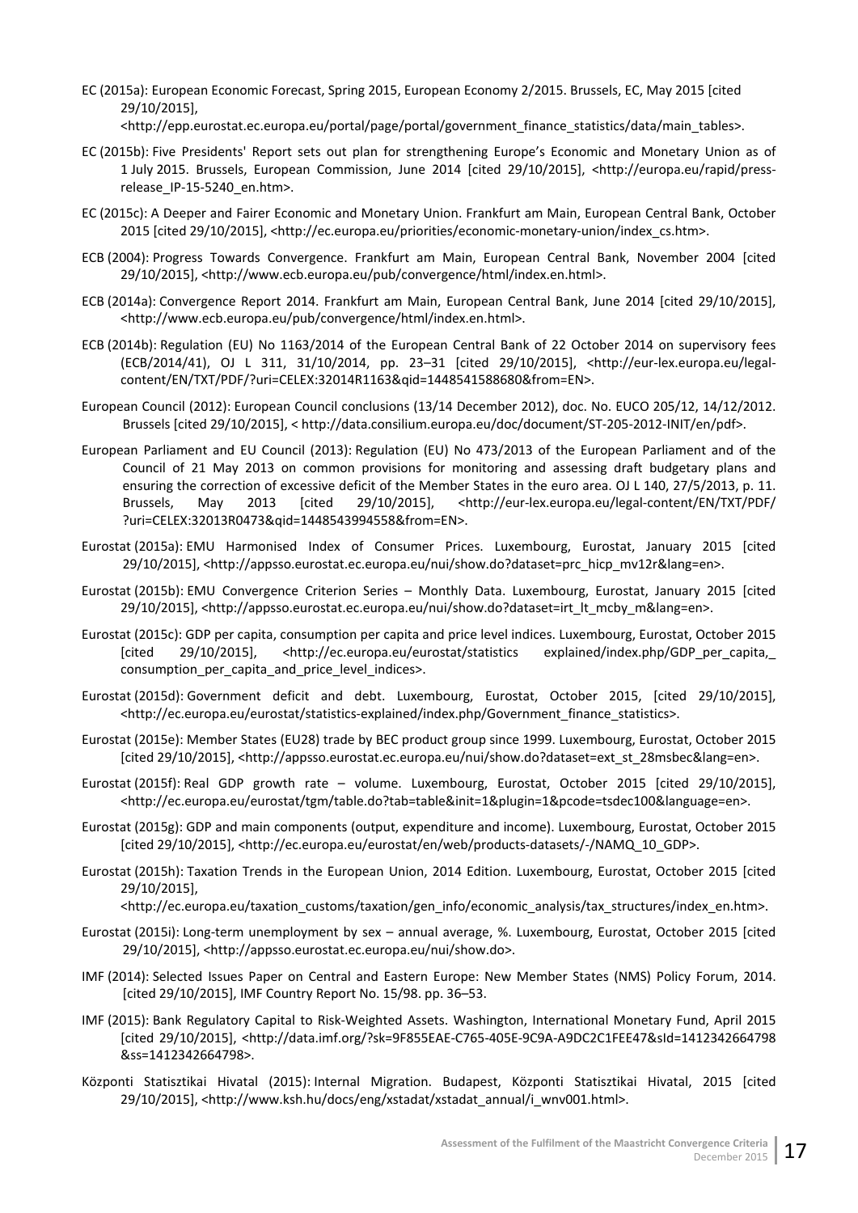EC (2015a): European Economic Forecast, Spring 2015, European Economy 2/2015. Brussels, EC, May 2015 [cited 29/10/2015], <http://epp.eurostat.ec.europa.eu/portal/page/portal/government_finance_statistics/data/main_tables>.

EC (2015b): Five Presidents' Report sets out plan for strengthening Europe's Economic and Monetary Union as of 1 July 2015. Brussels, European Commission, June 2014 [cited 29/10/2015], <http://europa.eu/rapid/press-release_IP-15-5240_en.htm>.

EC (2015c): A Deeper and Fairer Economic and Monetary Union. Frankfurt am Main, European Central Bank, October 2015 [cited 29/10/2015], <http://ec.europa.eu/priorities/economic-monetary-union/index_cs.htm>.

ECB (2004): Progress Towards Convergence. Frankfurt am Main, European Central Bank, November 2004 [cited 29/10/2015], <http://www.ecb.europa.eu/pub/convergence/html/index.en.html>.

ECB (2014a): Convergence Report 2014. Frankfurt am Main, European Central Bank, June 2014 [cited 29/10/2015], <http://www.ecb.europa.eu/pub/convergence/html/index.en.html>.

ECB (2014b): Regulation (EU) No 1163/2014 of the European Central Bank of 22 October 2014 on supervisory fees (ECB/2014/41), OJ L 311, 31/10/2014, pp. 23–31 [cited 29/10/2015], <http://eur-lex.europa.eu/legal-content/EN/TXT/PDF/?uri=CELEX:32014R1163&qid=1448541588680&from=EN>.

European Council (2012): European Council conclusions (13/14 December 2012), doc. No. EUCO 205/12, 14/12/2012. Brussels [cited 29/10/2015], < http://data.consilium.europa.eu/doc/document/ST-205-2012-INIT/en/pdf>.

European Parliament and EU Council (2013): Regulation (EU) No 473/2013 of the European Parliament and of the Council of 21 May 2013 on common provisions for monitoring and assessing draft budgetary plans and ensuring the correction of excessive deficit of the Member States in the euro area. OJ L 140, 27/5/2013, p. 11. Brussels, May 2013 [cited 29/10/2015], <http://eur-lex.europa.eu/legal-content/EN/TXT/PDF/?uri=CELEX:32013R0473&qid=1448543994558&from=EN>.

Eurostat (2015a): EMU Harmonised Index of Consumer Prices. Luxembourg, Eurostat, January 2015 [cited 29/10/2015], <http://appsso.eurostat.ec.europa.eu/nui/show.do?dataset=prc_hicp_mv12r&lang=en>.

Eurostat (2015b): EMU Convergence Criterion Series – Monthly Data. Luxembourg, Eurostat, January 2015 [cited 29/10/2015], <http://appsso.eurostat.ec.europa.eu/nui/show.do?dataset=irt_lt_mcby_m&lang=en>.

Eurostat (2015c): GDP per capita, consumption per capita and price level indices. Luxembourg, Eurostat, October 2015 [cited 29/10/2015], <http://ec.europa.eu/eurostat/statistics explained/index.php/GDP_per_capita,_consumption_per_capita_and_price_level_indices>.

Eurostat (2015d): Government deficit and debt. Luxembourg, Eurostat, October 2015, [cited 29/10/2015], <http://ec.europa.eu/eurostat/statistics-explained/index.php/Government_finance_statistics>.

Eurostat (2015e): Member States (EU28) trade by BEC product group since 1999. Luxembourg, Eurostat, October 2015 [cited 29/10/2015], <http://appsso.eurostat.ec.europa.eu/nui/show.do?dataset=ext_st_28msbec&lang=en>.

Eurostat (2015f): Real GDP growth rate – volume. Luxembourg, Eurostat, October 2015 [cited 29/10/2015], <http://ec.europa.eu/eurostat/tgm/table.do?tab=table&init=1&plugin=1&pcode=tsdec100&language=en>.

Eurostat (2015g): GDP and main components (output, expenditure and income). Luxembourg, Eurostat, October 2015 [cited 29/10/2015], <http://ec.europa.eu/eurostat/en/web/products-datasets/-/NAMQ_10_GDP>.

Eurostat (2015h): Taxation Trends in the European Union, 2014 Edition. Luxembourg, Eurostat, October 2015 [cited 29/10/2015], <http://ec.europa.eu/taxation_customs/taxation/gen_info/economic_analysis/tax_structures/index_en.htm>.

Eurostat (2015i): Long-term unemployment by sex – annual average, %. Luxembourg, Eurostat, October 2015 [cited 29/10/2015], <http://appsso.eurostat.ec.europa.eu/nui/show.do>.

IMF (2014): Selected Issues Paper on Central and Eastern Europe: New Member States (NMS) Policy Forum, 2014. [cited 29/10/2015], IMF Country Report No. 15/98. pp. 36–53.

IMF (2015): Bank Regulatory Capital to Risk-Weighted Assets. Washington, International Monetary Fund, April 2015 [cited 29/10/2015], <http://data.imf.org/?sk=9F855EAE-C765-405E-9C9A-A9DC2C1FEE47&sId=1412342664798&ss=1412342664798>.

Központi Statisztikai Hivatal (2015): Internal Migration. Budapest, Központi Statisztikai Hivatal, 2015 [cited 29/10/2015], <http://www.ksh.hu/docs/eng/xstadat/xstadat_annual/i_wnv001.html>.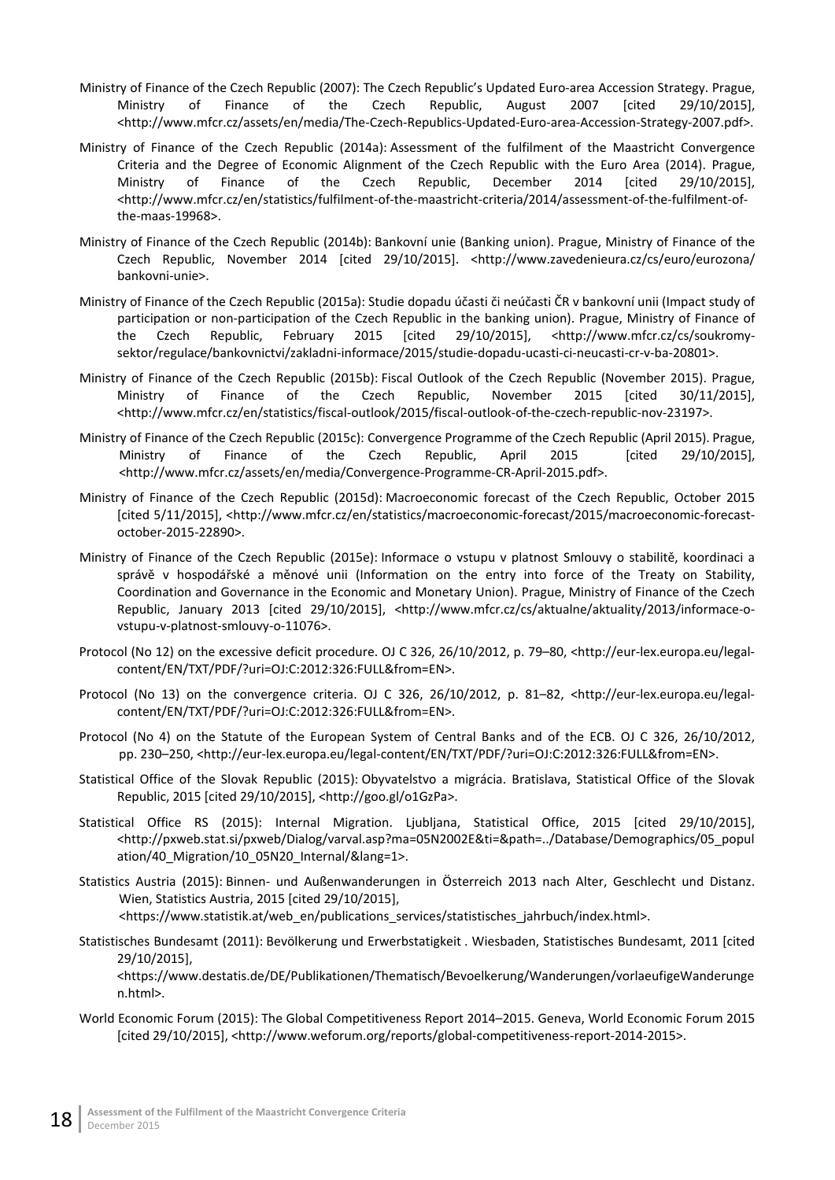Ministry of Finance of the Czech Republic (2007): The Czech Republic's Updated Euro-area Accession Strategy. Prague, Ministry of Finance of the Czech Republic, August 2007 [cited 29/10/2015], <http://www.mfcr.cz/assets/en/media/The-Czech-Republics-Updated-Euro-area-Accession-Strategy-2007.pdf>.

Ministry of Finance of the Czech Republic (2014a): Assessment of the fulfilment of the Maastricht Convergence Criteria and the Degree of Economic Alignment of the Czech Republic with the Euro Area (2014). Prague, Ministry of Finance of the Czech Republic, December 2014 [cited 29/10/2015], <http://www.mfcr.cz/en/statistics/fulfilment-of-the-maastricht-criteria/2014/assessment-of-the-fulfilment-of-the-maas-19968>.

Ministry of Finance of the Czech Republic (2014b): Bankovní unie (Banking union). Prague, Ministry of Finance of the Czech Republic, November 2014 [cited 29/10/2015]. <http://www.zavedenieura.cz/cs/euro/eurozona/bankovni-unie>.

Ministry of Finance of the Czech Republic (2015a): Studie dopadu účasti či neúčasti ČR v bankovní unii (Impact study of participation or non-participation of the Czech Republic in the banking union). Prague, Ministry of Finance of the Czech Republic, February 2015 [cited 29/10/2015], <http://www.mfcr.cz/cs/soukromy-sektor/regulace/bankovnictvi/zakladni-informace/2015/studie-dopadu-ucasti-ci-neucasti-cr-v-ba-20801>.

Ministry of Finance of the Czech Republic (2015b): Fiscal Outlook of the Czech Republic (November 2015). Prague, Ministry of Finance of the Czech Republic, November 2015 [cited 30/11/2015], <http://www.mfcr.cz/en/statistics/fiscal-outlook/2015/fiscal-outlook-of-the-czech-republic-nov-23197>.

Ministry of Finance of the Czech Republic (2015c): Convergence Programme of the Czech Republic (April 2015). Prague, Ministry of Finance of the Czech Republic, April 2015 [cited 29/10/2015], <http://www.mfcr.cz/assets/en/media/Convergence-Programme-CR-April-2015.pdf>.

Ministry of Finance of the Czech Republic (2015d): Macroeconomic forecast of the Czech Republic, October 2015 [cited 5/11/2015], <http://www.mfcr.cz/en/statistics/macroeconomic-forecast/2015/macroeconomic-forecast-october-2015-22890>.

Ministry of Finance of the Czech Republic (2015e): Informace o vstupu v platnost Smlouvy o stabilitě, koordinaci a správě v hospodářské a měnové unii (Information on the entry into force of the Treaty on Stability, Coordination and Governance in the Economic and Monetary Union). Prague, Ministry of Finance of the Czech Republic, January 2013 [cited 29/10/2015], <http://www.mfcr.cz/cs/aktualne/aktuality/2013/informace-o-vstupu-v-platnost-smlouvy-o-11076>.

Protocol (No 12) on the excessive deficit procedure. OJ C 326, 26/10/2012, p. 79–80, <http://eur-lex.europa.eu/legal-content/EN/TXT/PDF/?uri=OJ:C:2012:326:FULL&from=EN>.

Protocol (No 13) on the convergence criteria. OJ C 326, 26/10/2012, p. 81–82, <http://eur-lex.europa.eu/legal-content/EN/TXT/PDF/?uri=OJ:C:2012:326:FULL&from=EN>.

Protocol (No 4) on the Statute of the European System of Central Banks and of the ECB. OJ C 326, 26/10/2012, pp. 230–250, <http://eur-lex.europa.eu/legal-content/EN/TXT/PDF/?uri=OJ:C:2012:326:FULL&from=EN>.

Statistical Office of the Slovak Republic (2015): Obyvatelstvo a migrácia. Bratislava, Statistical Office of the Slovak Republic, 2015 [cited 29/10/2015], <http://goo.gl/o1GzPa>.

Statistical Office RS (2015): Internal Migration. Ljubljana, Statistical Office, 2015 [cited 29/10/2015], <http://pxweb.stat.si/pxweb/Dialog/varval.asp?ma=05N2002E&ti=&path=../Database/Demographics/05_population/40_Migration/10_05N20_Internal/&lang=1>.

Statistics Austria (2015): Binnen- und Außenwanderungen in Österreich 2013 nach Alter, Geschlecht und Distanz. Wien, Statistics Austria, 2015 [cited 29/10/2015], <https://www.statistik.at/web_en/publications_services/statistisches_jahrbuch/index.html>.

Statistisches Bundesamt (2011): Bevölkerung und Erwerbstatigkeit . Wiesbaden, Statistisches Bundesamt, 2011 [cited 29/10/2015], <https://www.destatis.de/DE/Publikationen/Thematisch/Bevoelkerung/Wanderungen/vorlaeufigeWanderungen.html>.

World Economic Forum (2015): The Global Competitiveness Report 2014–2015. Geneva, World Economic Forum 2015 [cited 29/10/2015], <http://www.weforum.org/reports/global-competitiveness-report-2014-2015>.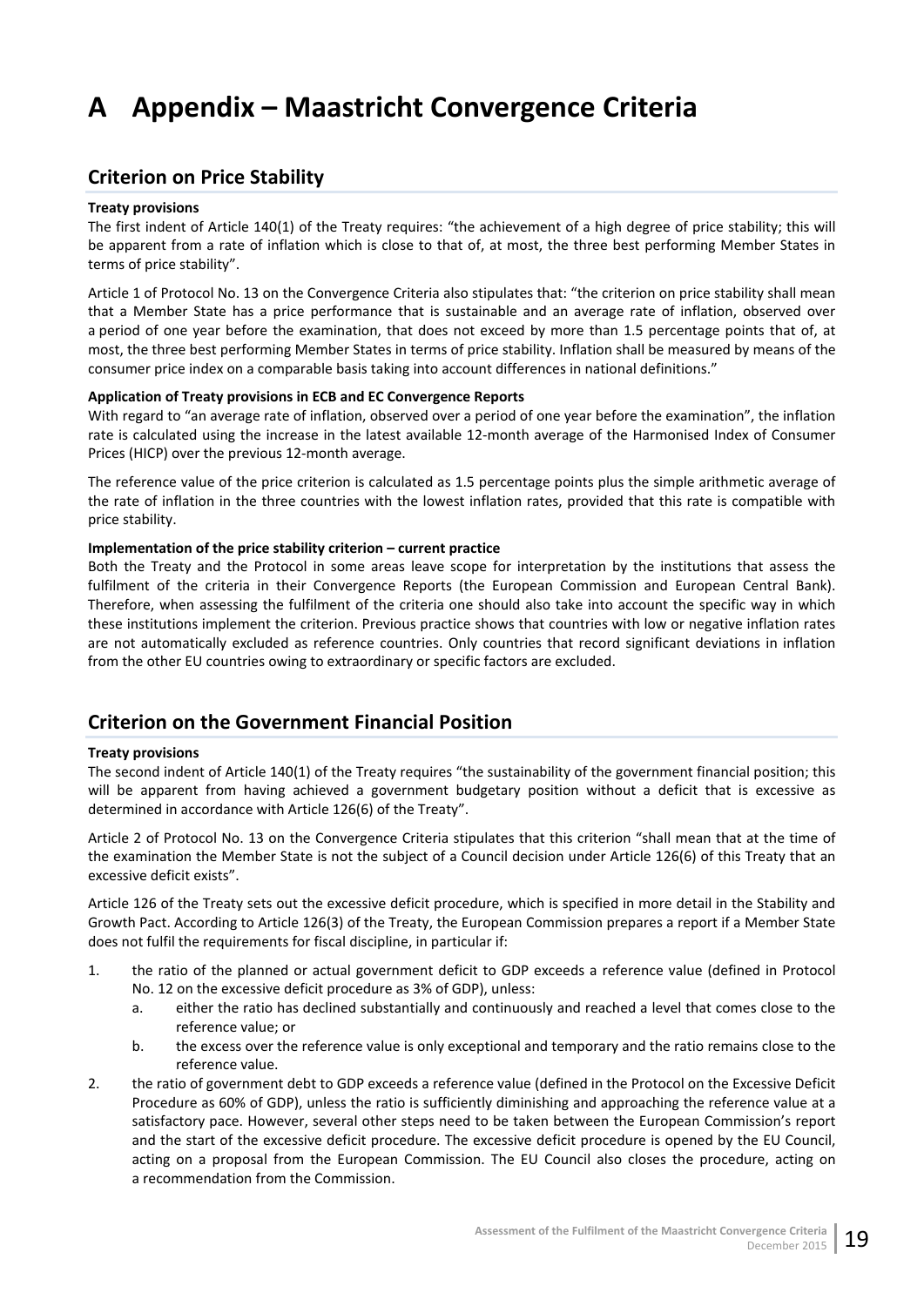# A Appendix – Maastricht Convergence Criteria

## Criterion on Price Stability

**Treaty provisions**

The first indent of Article 140(1) of the Treaty requires: "the achievement of a high degree of price stability; this will be apparent from a rate of inflation which is close to that of, at most, the three best performing Member States in terms of price stability".

Article 1 of Protocol No. 13 on the Convergence Criteria also stipulates that: "the criterion on price stability shall mean that a Member State has a price performance that is sustainable and an average rate of inflation, observed over a period of one year before the examination, that does not exceed by more than 1.5 percentage points that of, at most, the three best performing Member States in terms of price stability. Inflation shall be measured by means of the consumer price index on a comparable basis taking into account differences in national definitions."

**Application of Treaty provisions in ECB and EC Convergence Reports**

With regard to "an average rate of inflation, observed over a period of one year before the examination", the inflation rate is calculated using the increase in the latest available 12-month average of the Harmonised Index of Consumer Prices (HICP) over the previous 12-month average.

The reference value of the price criterion is calculated as 1.5 percentage points plus the simple arithmetic average of the rate of inflation in the three countries with the lowest inflation rates, provided that this rate is compatible with price stability.

**Implementation of the price stability criterion – current practice**

Both the Treaty and the Protocol in some areas leave scope for interpretation by the institutions that assess the fulfilment of the criteria in their Convergence Reports (the European Commission and European Central Bank). Therefore, when assessing the fulfilment of the criteria one should also take into account the specific way in which these institutions implement the criterion. Previous practice shows that countries with low or negative inflation rates are not automatically excluded as reference countries. Only countries that record significant deviations in inflation from the other EU countries owing to extraordinary or specific factors are excluded.

## Criterion on the Government Financial Position

**Treaty provisions**

The second indent of Article 140(1) of the Treaty requires "the sustainability of the government financial position; this will be apparent from having achieved a government budgetary position without a deficit that is excessive as determined in accordance with Article 126(6) of the Treaty".

Article 2 of Protocol No. 13 on the Convergence Criteria stipulates that this criterion "shall mean that at the time of the examination the Member State is not the subject of a Council decision under Article 126(6) of this Treaty that an excessive deficit exists".

Article 126 of the Treaty sets out the excessive deficit procedure, which is specified in more detail in the Stability and Growth Pact. According to Article 126(3) of the Treaty, the European Commission prepares a report if a Member State does not fulfil the requirements for fiscal discipline, in particular if:

1. the ratio of the planned or actual government deficit to GDP exceeds a reference value (defined in Protocol No. 12 on the excessive deficit procedure as 3% of GDP), unless:
   a. either the ratio has declined substantially and continuously and reached a level that comes close to the reference value; or
   b. the excess over the reference value is only exceptional and temporary and the ratio remains close to the reference value.
2. the ratio of government debt to GDP exceeds a reference value (defined in the Protocol on the Excessive Deficit Procedure as 60% of GDP), unless the ratio is sufficiently diminishing and approaching the reference value at a satisfactory pace. However, several other steps need to be taken between the European Commission's report and the start of the excessive deficit procedure. The excessive deficit procedure is opened by the EU Council, acting on a proposal from the European Commission. The EU Council also closes the procedure, acting on a recommendation from the Commission.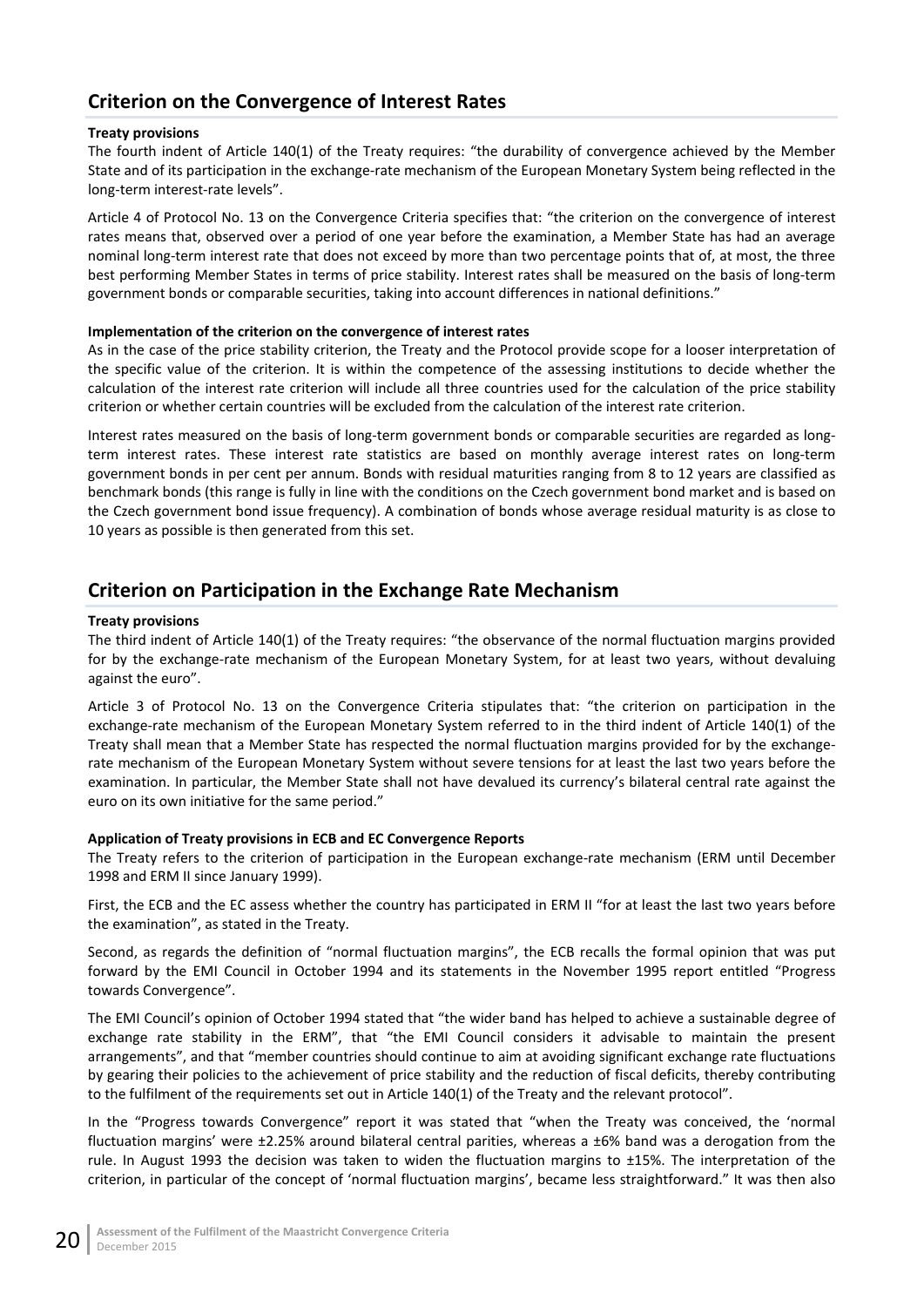## Criterion on the Convergence of Interest Rates

**Treaty provisions**

The fourth indent of Article 140(1) of the Treaty requires: "the durability of convergence achieved by the Member State and of its participation in the exchange-rate mechanism of the European Monetary System being reflected in the long-term interest-rate levels".

Article 4 of Protocol No. 13 on the Convergence Criteria specifies that: "the criterion on the convergence of interest rates means that, observed over a period of one year before the examination, a Member State has had an average nominal long-term interest rate that does not exceed by more than two percentage points that of, at most, the three best performing Member States in terms of price stability. Interest rates shall be measured on the basis of long-term government bonds or comparable securities, taking into account differences in national definitions."

**Implementation of the criterion on the convergence of interest rates**

As in the case of the price stability criterion, the Treaty and the Protocol provide scope for a looser interpretation of the specific value of the criterion. It is within the competence of the assessing institutions to decide whether the calculation of the interest rate criterion will include all three countries used for the calculation of the price stability criterion or whether certain countries will be excluded from the calculation of the interest rate criterion.

Interest rates measured on the basis of long-term government bonds or comparable securities are regarded as long-term interest rates. These interest rate statistics are based on monthly average interest rates on long-term government bonds in per cent per annum. Bonds with residual maturities ranging from 8 to 12 years are classified as benchmark bonds (this range is fully in line with the conditions on the Czech government bond market and is based on the Czech government bond issue frequency). A combination of bonds whose average residual maturity is as close to 10 years as possible is then generated from this set.

## Criterion on Participation in the Exchange Rate Mechanism

**Treaty provisions**

The third indent of Article 140(1) of the Treaty requires: "the observance of the normal fluctuation margins provided for by the exchange-rate mechanism of the European Monetary System, for at least two years, without devaluing against the euro".

Article 3 of Protocol No. 13 on the Convergence Criteria stipulates that: "the criterion on participation in the exchange-rate mechanism of the European Monetary System referred to in the third indent of Article 140(1) of the Treaty shall mean that a Member State has respected the normal fluctuation margins provided for by the exchange-rate mechanism of the European Monetary System without severe tensions for at least the last two years before the examination. In particular, the Member State shall not have devalued its currency's bilateral central rate against the euro on its own initiative for the same period."

**Application of Treaty provisions in ECB and EC Convergence Reports**

The Treaty refers to the criterion of participation in the European exchange-rate mechanism (ERM until December 1998 and ERM II since January 1999).

First, the ECB and the EC assess whether the country has participated in ERM II "for at least the last two years before the examination", as stated in the Treaty.

Second, as regards the definition of "normal fluctuation margins", the ECB recalls the formal opinion that was put forward by the EMI Council in October 1994 and its statements in the November 1995 report entitled "Progress towards Convergence".

The EMI Council's opinion of October 1994 stated that "the wider band has helped to achieve a sustainable degree of exchange rate stability in the ERM", that "the EMI Council considers it advisable to maintain the present arrangements", and that "member countries should continue to aim at avoiding significant exchange rate fluctuations by gearing their policies to the achievement of price stability and the reduction of fiscal deficits, thereby contributing to the fulfilment of the requirements set out in Article 140(1) of the Treaty and the relevant protocol".

In the "Progress towards Convergence" report it was stated that "when the Treaty was conceived, the 'normal fluctuation margins' were ±2.25% around bilateral central parities, whereas a ±6% band was a derogation from the rule. In August 1993 the decision was taken to widen the fluctuation margins to ±15%. The interpretation of the criterion, in particular of the concept of 'normal fluctuation margins', became less straightforward." It was then also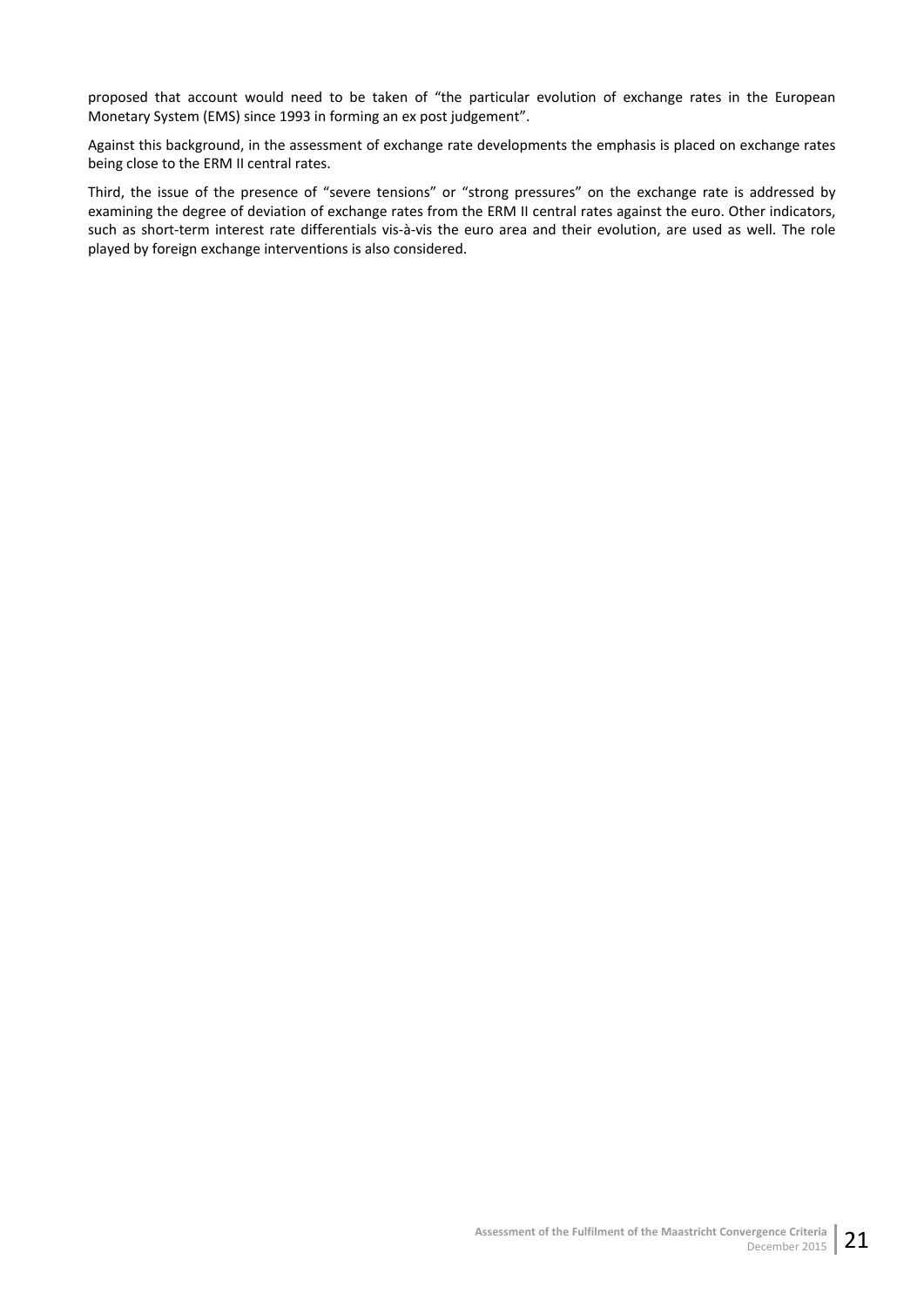proposed that account would need to be taken of "the particular evolution of exchange rates in the European Monetary System (EMS) since 1993 in forming an ex post judgement".

Against this background, in the assessment of exchange rate developments the emphasis is placed on exchange rates being close to the ERM II central rates.

Third, the issue of the presence of "severe tensions" or "strong pressures" on the exchange rate is addressed by examining the degree of deviation of exchange rates from the ERM II central rates against the euro. Other indicators, such as short-term interest rate differentials vis-à-vis the euro area and their evolution, are used as well. The role played by foreign exchange interventions is also considered.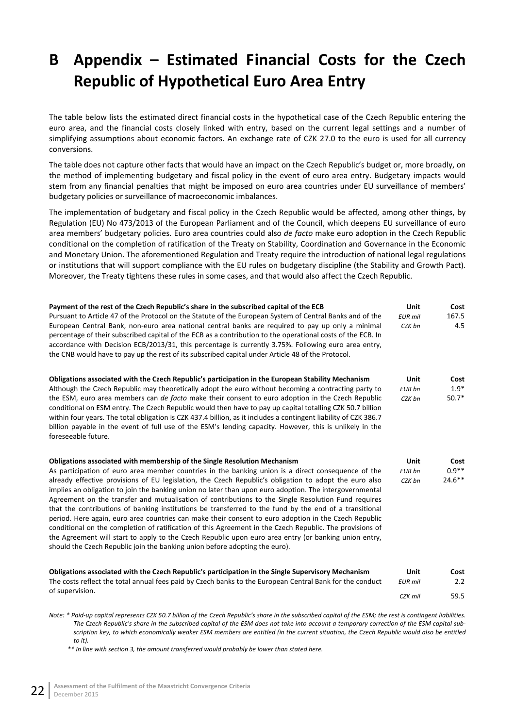# B Appendix – Estimated Financial Costs for the Czech Republic of Hypothetical Euro Area Entry

The table below lists the estimated direct financial costs in the hypothetical case of the Czech Republic entering the euro area, and the financial costs closely linked with entry, based on the current legal settings and a number of simplifying assumptions about economic factors. An exchange rate of CZK 27.0 to the euro is used for all currency conversions.

The table does not capture other facts that would have an impact on the Czech Republic's budget or, more broadly, on the method of implementing budgetary and fiscal policy in the event of euro area entry. Budgetary impacts would stem from any financial penalties that might be imposed on euro area countries under EU surveillance of members' budgetary policies or surveillance of macroeconomic imbalances.

The implementation of budgetary and fiscal policy in the Czech Republic would be affected, among other things, by Regulation (EU) No 473/2013 of the European Parliament and of the Council, which deepens EU surveillance of euro area members' budgetary policies. Euro area countries could also *de facto* make euro adoption in the Czech Republic conditional on the completion of ratification of the Treaty on Stability, Coordination and Governance in the Economic and Monetary Union. The aforementioned Regulation and Treaty require the introduction of national legal regulations or institutions that will support compliance with the EU rules on budgetary discipline (the Stability and Growth Pact). Moreover, the Treaty tightens these rules in some cases, and that would also affect the Czech Republic.

| | Unit | Cost |
|---|---|---|
| **Payment of the rest of the Czech Republic's share in the subscribed capital of the ECB**<br>Pursuant to Article 47 of the Protocol on the Statute of the European System of Central Banks and of the European Central Bank, non-euro area national central banks are required to pay up only a minimal percentage of their subscribed capital of the ECB as a contribution to the operational costs of the ECB. In accordance with Decision ECB/2013/31, this percentage is currently 3.75%. Following euro area entry, the CNB would have to pay up the rest of its subscribed capital under Article 48 of the Protocol. | *EUR mil*<br>*CZK bn* | 167.5<br>4.5 |
| **Obligations associated with the Czech Republic's participation in the European Stability Mechanism**<br>Although the Czech Republic may theoretically adopt the euro without becoming a contracting party to the ESM, euro area members can *de facto* make their consent to euro adoption in the Czech Republic conditional on ESM entry. The Czech Republic would then have to pay up capital totalling CZK 50.7 billion within four years. The total obligation is CZK 437.4 billion, as it includes a contingent liability of CZK 386.7 billion payable in the event of full use of the ESM's lending capacity. However, this is unlikely in the foreseeable future. | *EUR bn*<br>*CZK bn* | 1.9*<br>50.7* |
| **Obligations associated with membership of the Single Resolution Mechanism**<br>As participation of euro area member countries in the banking union is a direct consequence of the already effective provisions of EU legislation, the Czech Republic's obligation to adopt the euro also implies an obligation to join the banking union no later than upon euro adoption. The intergovernmental Agreement on the transfer and mutualisation of contributions to the Single Resolution Fund requires that the contributions of banking institutions be transferred to the fund by the end of a transitional period. Here again, euro area countries can make their consent to euro adoption in the Czech Republic conditional on the completion of ratification of this Agreement in the Czech Republic. The provisions of the Agreement will start to apply to the Czech Republic upon euro area entry (or banking union entry, should the Czech Republic join the banking union before adopting the euro). | *EUR bn*<br>*CZK bn* | 0.9**<br>24.6** |
| **Obligations associated with the Czech Republic's participation in the Single Supervisory Mechanism**<br>The costs reflect the total annual fees paid by Czech banks to the European Central Bank for the conduct of supervision. | *EUR mil*<br>*CZK mil* | 2.2<br>59.5 |

*Note: \* Paid-up capital represents CZK 50.7 billion of the Czech Republic's share in the subscribed capital of the ESM; the rest is contingent liabilities. The Czech Republic's share in the subscribed capital of the ESM does not take into account a temporary correction of the ESM capital subscription key, to which economically weaker ESM members are entitled (in the current situation, the Czech Republic would also be entitled to it).*

*\*\* In line with section 3, the amount transferred would probably be lower than stated here.*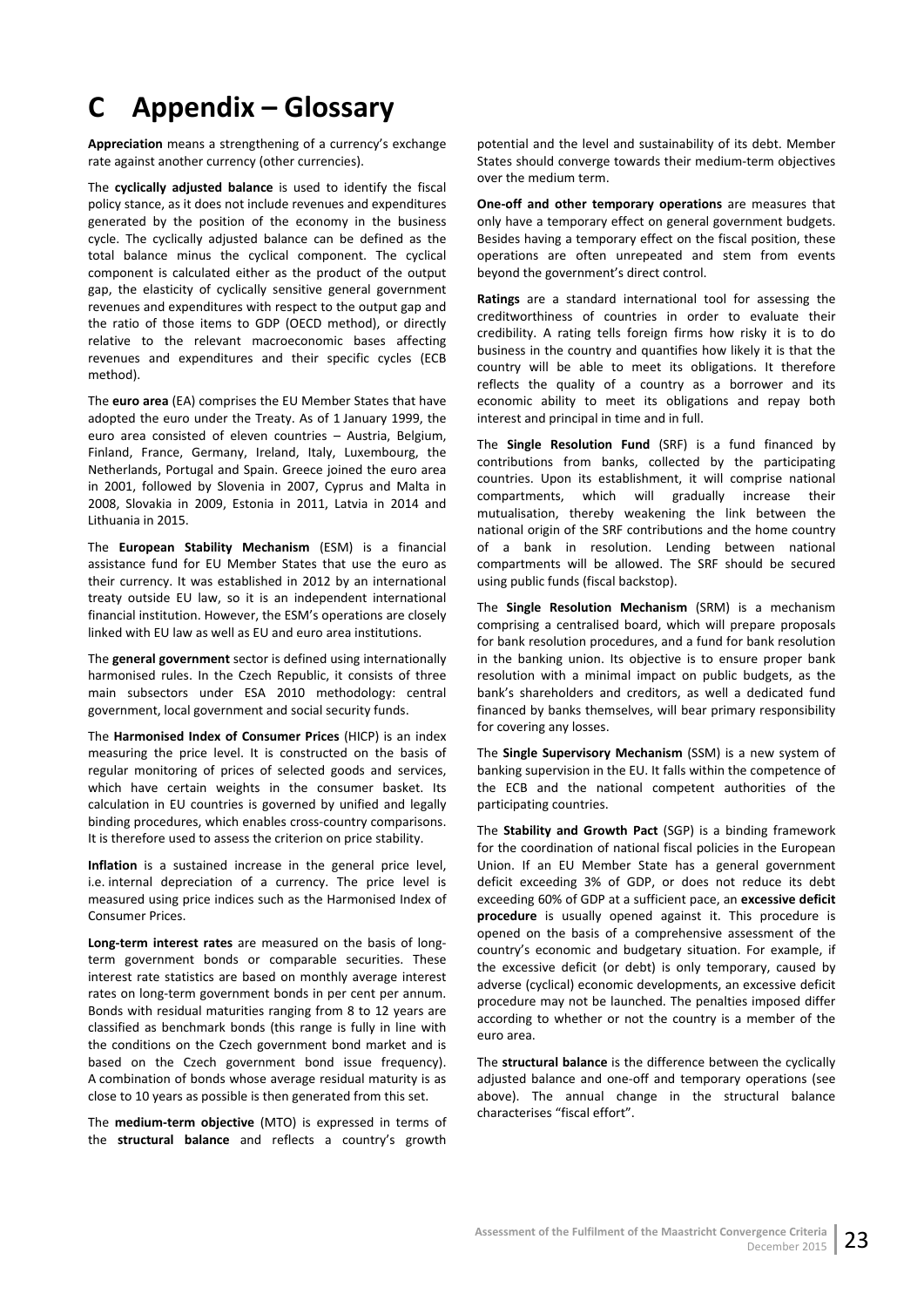# C Appendix – Glossary

**Appreciation** means a strengthening of a currency's exchange rate against another currency (other currencies).

The **cyclically adjusted balance** is used to identify the fiscal policy stance, as it does not include revenues and expenditures generated by the position of the economy in the business cycle. The cyclically adjusted balance can be defined as the total balance minus the cyclical component. The cyclical component is calculated either as the product of the output gap, the elasticity of cyclically sensitive general government revenues and expenditures with respect to the output gap and the ratio of those items to GDP (OECD method), or directly relative to the relevant macroeconomic bases affecting revenues and expenditures and their specific cycles (ECB method).

The **euro area** (EA) comprises the EU Member States that have adopted the euro under the Treaty. As of 1 January 1999, the euro area consisted of eleven countries – Austria, Belgium, Finland, France, Germany, Ireland, Italy, Luxembourg, the Netherlands, Portugal and Spain. Greece joined the euro area in 2001, followed by Slovenia in 2007, Cyprus and Malta in 2008, Slovakia in 2009, Estonia in 2011, Latvia in 2014 and Lithuania in 2015.

The **European Stability Mechanism** (ESM) is a financial assistance fund for EU Member States that use the euro as their currency. It was established in 2012 by an international treaty outside EU law, so it is an independent international financial institution. However, the ESM's operations are closely linked with EU law as well as EU and euro area institutions.

The **general government** sector is defined using internationally harmonised rules. In the Czech Republic, it consists of three main subsectors under ESA 2010 methodology: central government, local government and social security funds.

The **Harmonised Index of Consumer Prices** (HICP) is an index measuring the price level. It is constructed on the basis of regular monitoring of prices of selected goods and services, which have certain weights in the consumer basket. Its calculation in EU countries is governed by unified and legally binding procedures, which enables cross-country comparisons. It is therefore used to assess the criterion on price stability.

**Inflation** is a sustained increase in the general price level, i.e. internal depreciation of a currency. The price level is measured using price indices such as the Harmonised Index of Consumer Prices.

**Long-term interest rates** are measured on the basis of long-term government bonds or comparable securities. These interest rate statistics are based on monthly average interest rates on long-term government bonds in per cent per annum. Bonds with residual maturities ranging from 8 to 12 years are classified as benchmark bonds (this range is fully in line with the conditions on the Czech government bond market and is based on the Czech government bond issue frequency). A combination of bonds whose average residual maturity is as close to 10 years as possible is then generated from this set.

The **medium-term objective** (MTO) is expressed in terms of the **structural balance** and reflects a country's growth potential and the level and sustainability of its debt. Member States should converge towards their medium-term objectives over the medium term.

**One-off and other temporary operations** are measures that only have a temporary effect on general government budgets. Besides having a temporary effect on the fiscal position, these operations are often unrepeated and stem from events beyond the government's direct control.

**Ratings** are a standard international tool for assessing the creditworthiness of countries in order to evaluate their credibility. A rating tells foreign firms how risky it is to do business in the country and quantifies how likely it is that the country will be able to meet its obligations. It therefore reflects the quality of a country as a borrower and its economic ability to meet its obligations and repay both interest and principal in time and in full.

The **Single Resolution Fund** (SRF) is a fund financed by contributions from banks, collected by the participating countries. Upon its establishment, it will comprise national compartments, which will gradually increase their mutualisation, thereby weakening the link between the national origin of the SRF contributions and the home country of a bank in resolution. Lending between national compartments will be allowed. The SRF should be secured using public funds (fiscal backstop).

The **Single Resolution Mechanism** (SRM) is a mechanism comprising a centralised board, which will prepare proposals for bank resolution procedures, and a fund for bank resolution in the banking union. Its objective is to ensure proper bank resolution with a minimal impact on public budgets, as the bank's shareholders and creditors, as well a dedicated fund financed by banks themselves, will bear primary responsibility for covering any losses.

The **Single Supervisory Mechanism** (SSM) is a new system of banking supervision in the EU. It falls within the competence of the ECB and the national competent authorities of the participating countries.

The **Stability and Growth Pact** (SGP) is a binding framework for the coordination of national fiscal policies in the European Union. If an EU Member State has a general government deficit exceeding 3% of GDP, or does not reduce its debt exceeding 60% of GDP at a sufficient pace, an **excessive deficit procedure** is usually opened against it. This procedure is opened on the basis of a comprehensive assessment of the country's economic and budgetary situation. For example, if the excessive deficit (or debt) is only temporary, caused by adverse (cyclical) economic developments, an excessive deficit procedure may not be launched. The penalties imposed differ according to whether or not the country is a member of the euro area.

The **structural balance** is the difference between the cyclically adjusted balance and one-off and temporary operations (see above). The annual change in the structural balance characterises "fiscal effort".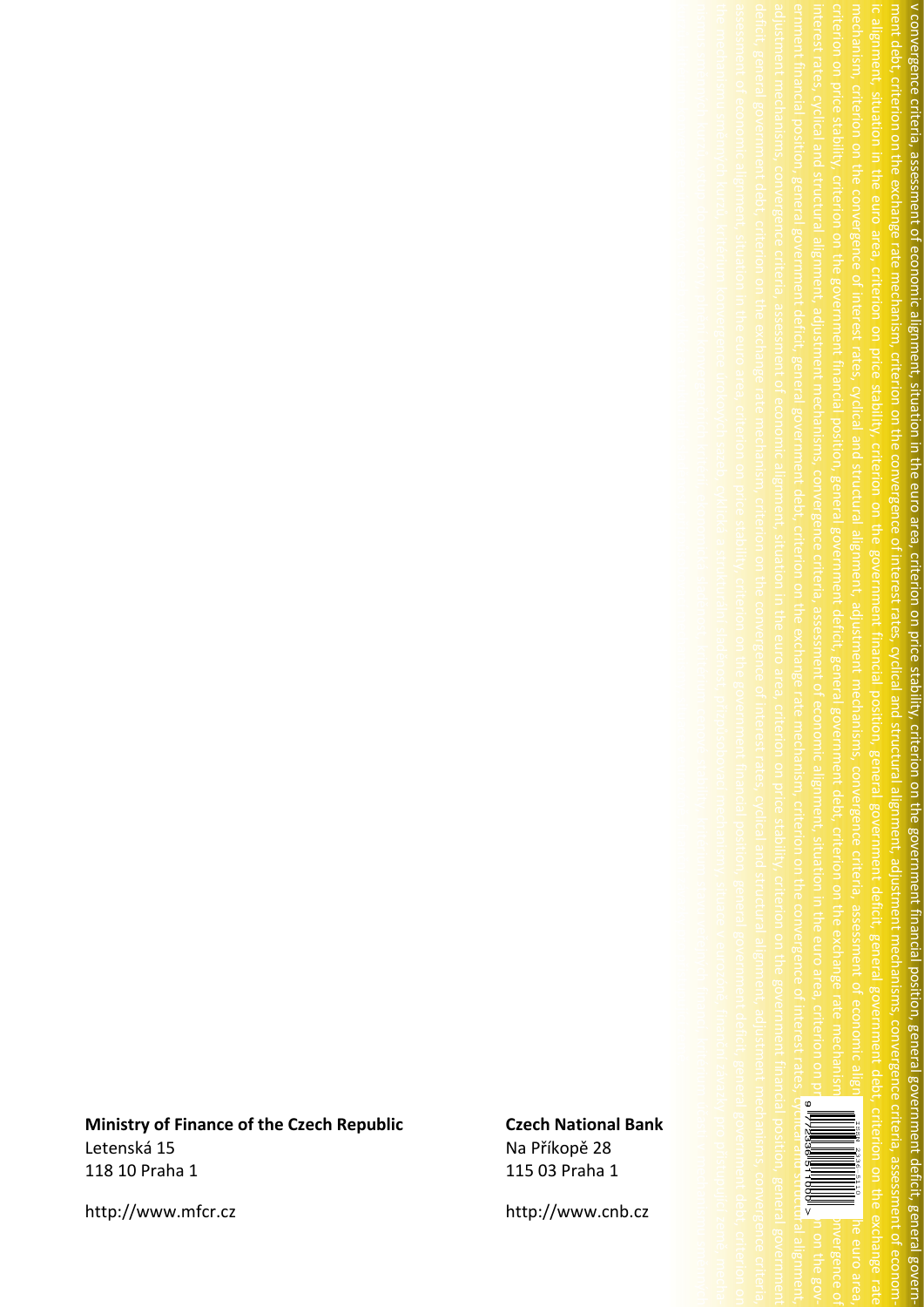**Ministry of Finance of the Czech Republic**
Letenská 15
118 10 Praha 1

http://www.mfcr.cz

**Czech National Bank**
Na Příkopě 28
115 03 Praha 1

http://www.cnb.cz